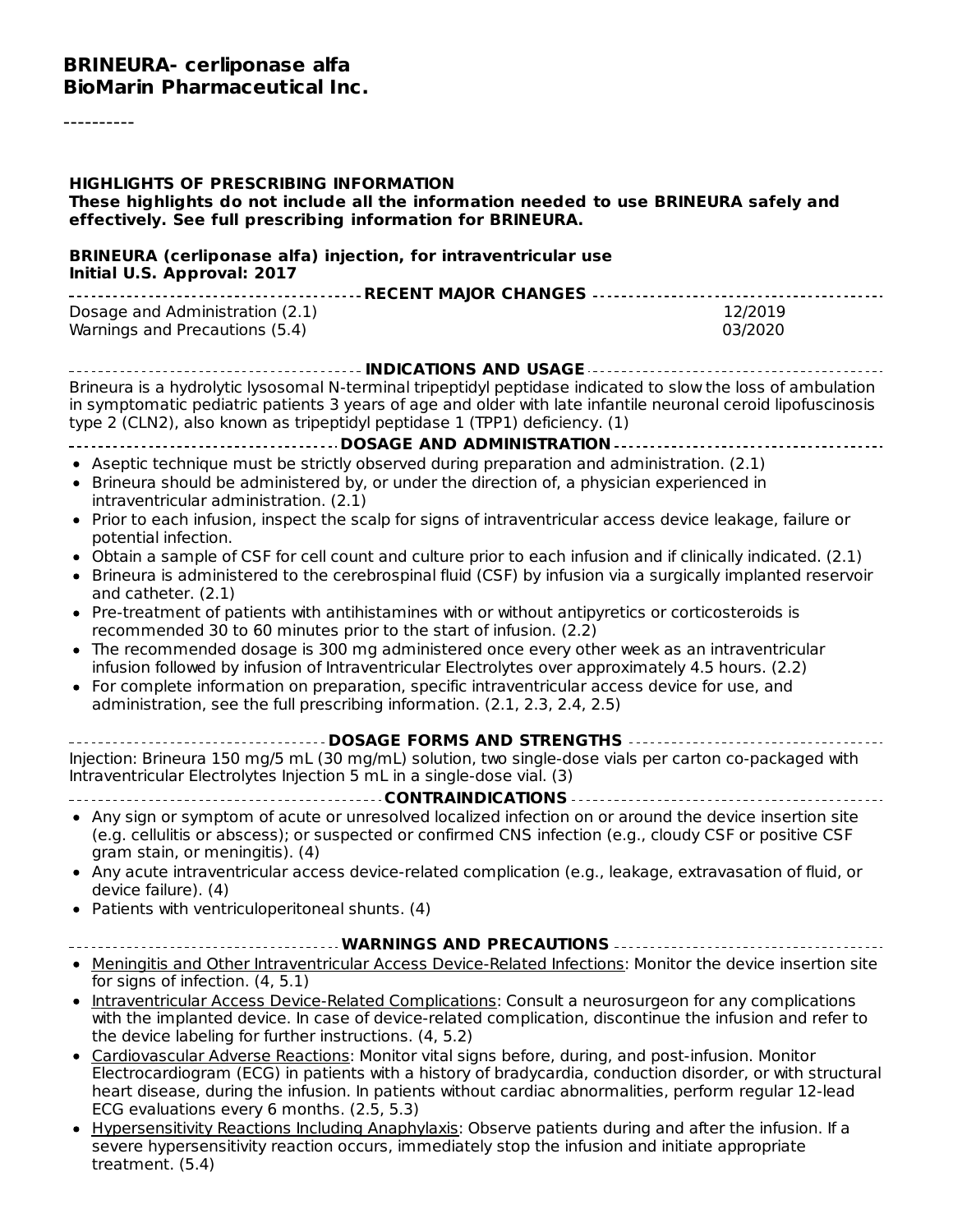**BRINEURA- cerliponase alfa**
**BioMarin Pharmaceutical Inc.**

----------

**HIGHLIGHTS OF PRESCRIBING INFORMATION**
**These highlights do not include all the information needed to use BRINEURA safely and effectively. See full prescribing information for BRINEURA.**

**BRINEURA (cerliponase alfa) injection, for intraventricular use**
**Initial U.S. Approval: 2017**

## RECENT MAJOR CHANGES

| | |
|---|---|
| Dosage and Administration (2.1) | 12/2019 |
| Warnings and Precautions (5.4) | 03/2020 |

## INDICATIONS AND USAGE

Brineura is a hydrolytic lysosomal N-terminal tripeptidyl peptidase indicated to slow the loss of ambulation in symptomatic pediatric patients 3 years of age and older with late infantile neuronal ceroid lipofuscinosis type 2 (CLN2), also known as tripeptidyl peptidase 1 (TPP1) deficiency. (1)

## DOSAGE AND ADMINISTRATION

- Aseptic technique must be strictly observed during preparation and administration. (2.1)
- Brineura should be administered by, or under the direction of, a physician experienced in intraventricular administration. (2.1)
- Prior to each infusion, inspect the scalp for signs of intraventricular access device leakage, failure or potential infection.
- Obtain a sample of CSF for cell count and culture prior to each infusion and if clinically indicated. (2.1)
- Brineura is administered to the cerebrospinal fluid (CSF) by infusion via a surgically implanted reservoir and catheter. (2.1)
- Pre-treatment of patients with antihistamines with or without antipyretics or corticosteroids is recommended 30 to 60 minutes prior to the start of infusion. (2.2)
- The recommended dosage is 300 mg administered once every other week as an intraventricular infusion followed by infusion of Intraventricular Electrolytes over approximately 4.5 hours. (2.2)
- For complete information on preparation, specific intraventricular access device for use, and administration, see the full prescribing information. (2.1, 2.3, 2.4, 2.5)

## DOSAGE FORMS AND STRENGTHS

Injection: Brineura 150 mg/5 mL (30 mg/mL) solution, two single-dose vials per carton co-packaged with Intraventricular Electrolytes Injection 5 mL in a single-dose vial. (3)

## CONTRAINDICATIONS

- Any sign or symptom of acute or unresolved localized infection on or around the device insertion site (e.g. cellulitis or abscess); or suspected or confirmed CNS infection (e.g., cloudy CSF or positive CSF gram stain, or meningitis). (4)
- Any acute intraventricular access device-related complication (e.g., leakage, extravasation of fluid, or device failure). (4)
- Patients with ventriculoperitoneal shunts. (4)

## WARNINGS AND PRECAUTIONS

- Meningitis and Other Intraventricular Access Device-Related Infections: Monitor the device insertion site for signs of infection. (4, 5.1)
- Intraventricular Access Device-Related Complications: Consult a neurosurgeon for any complications with the implanted device. In case of device-related complication, discontinue the infusion and refer to the device labeling for further instructions. (4, 5.2)
- Cardiovascular Adverse Reactions: Monitor vital signs before, during, and post-infusion. Monitor Electrocardiogram (ECG) in patients with a history of bradycardia, conduction disorder, or with structural heart disease, during the infusion. In patients without cardiac abnormalities, perform regular 12-lead ECG evaluations every 6 months. (2.5, 5.3)
- Hypersensitivity Reactions Including Anaphylaxis: Observe patients during and after the infusion. If a severe hypersensitivity reaction occurs, immediately stop the infusion and initiate appropriate treatment. (5.4)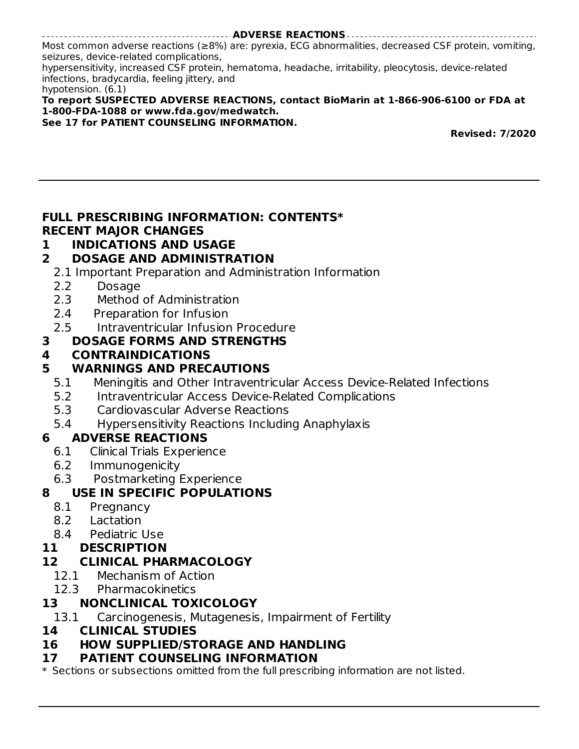## ADVERSE REACTIONS

Most common adverse reactions (≥8%) are: pyrexia, ECG abnormalities, decreased CSF protein, vomiting, seizures, device-related complications, hypersensitivity, increased CSF protein, hematoma, headache, irritability, pleocytosis, device-related infections, bradycardia, feeling jittery, and hypotension. (6.1)

**To report SUSPECTED ADVERSE REACTIONS, contact BioMarin at 1-866-906-6100 or FDA at 1-800-FDA-1088 or www.fda.gov/medwatch.**

**See 17 for PATIENT COUNSELING INFORMATION.**

**Revised: 7/2020**

---

## FULL PRESCRIBING INFORMATION: CONTENTS*

**RECENT MAJOR CHANGES**

**1 INDICATIONS AND USAGE**

**2 DOSAGE AND ADMINISTRATION**

- 2.1 Important Preparation and Administration Information
- 2.2 Dosage
- 2.3 Method of Administration
- 2.4 Preparation for Infusion
- 2.5 Intraventricular Infusion Procedure

**3 DOSAGE FORMS AND STRENGTHS**

**4 CONTRAINDICATIONS**

**5 WARNINGS AND PRECAUTIONS**

- 5.1 Meningitis and Other Intraventricular Access Device-Related Infections
- 5.2 Intraventricular Access Device-Related Complications
- 5.3 Cardiovascular Adverse Reactions
- 5.4 Hypersensitivity Reactions Including Anaphylaxis

**6 ADVERSE REACTIONS**

- 6.1 Clinical Trials Experience
- 6.2 Immunogenicity
- 6.3 Postmarketing Experience

**8 USE IN SPECIFIC POPULATIONS**

- 8.1 Pregnancy
- 8.2 Lactation
- 8.4 Pediatric Use

**11 DESCRIPTION**

**12 CLINICAL PHARMACOLOGY**

- 12.1 Mechanism of Action
- 12.3 Pharmacokinetics

**13 NONCLINICAL TOXICOLOGY**

- 13.1 Carcinogenesis, Mutagenesis, Impairment of Fertility

**14 CLINICAL STUDIES**

**16 HOW SUPPLIED/STORAGE AND HANDLING**

**17 PATIENT COUNSELING INFORMATION**

\* Sections or subsections omitted from the full prescribing information are not listed.

---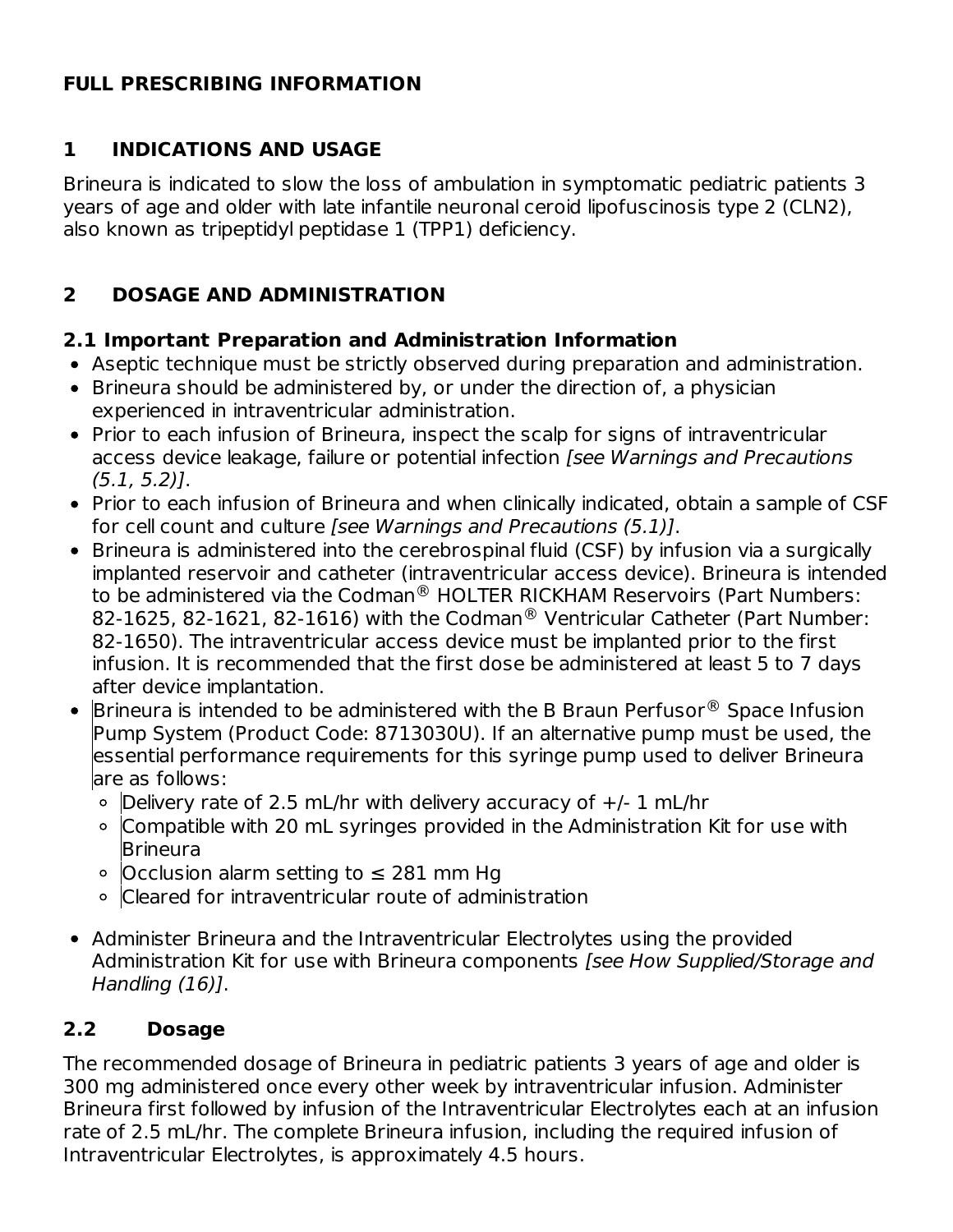# FULL PRESCRIBING INFORMATION

## 1 INDICATIONS AND USAGE

Brineura is indicated to slow the loss of ambulation in symptomatic pediatric patients 3 years of age and older with late infantile neuronal ceroid lipofuscinosis type 2 (CLN2), also known as tripeptidyl peptidase 1 (TPP1) deficiency.

## 2 DOSAGE AND ADMINISTRATION

### 2.1 Important Preparation and Administration Information

- Aseptic technique must be strictly observed during preparation and administration.
- Brineura should be administered by, or under the direction of, a physician experienced in intraventricular administration.
- Prior to each infusion of Brineura, inspect the scalp for signs of intraventricular access device leakage, failure or potential infection *[see Warnings and Precautions (5.1, 5.2)]*.
- Prior to each infusion of Brineura and when clinically indicated, obtain a sample of CSF for cell count and culture *[see Warnings and Precautions (5.1)]*.
- Brineura is administered into the cerebrospinal fluid (CSF) by infusion via a surgically implanted reservoir and catheter (intraventricular access device). Brineura is intended to be administered via the Codman® HOLTER RICKHAM Reservoirs (Part Numbers: 82-1625, 82-1621, 82-1616) with the Codman® Ventricular Catheter (Part Number: 82-1650). The intraventricular access device must be implanted prior to the first infusion. It is recommended that the first dose be administered at least 5 to 7 days after device implantation.
- Brineura is intended to be administered with the B Braun Perfusor® Space Infusion Pump System (Product Code: 8713030U). If an alternative pump must be used, the essential performance requirements for this syringe pump used to deliver Brineura are as follows:
  - Delivery rate of 2.5 mL/hr with delivery accuracy of +/- 1 mL/hr
  - Compatible with 20 mL syringes provided in the Administration Kit for use with Brineura
  - Occlusion alarm setting to ≤ 281 mm Hg
  - Cleared for intraventricular route of administration
- Administer Brineura and the Intraventricular Electrolytes using the provided Administration Kit for use with Brineura components *[see How Supplied/Storage and Handling (16)]*.

### 2.2 Dosage

The recommended dosage of Brineura in pediatric patients 3 years of age and older is 300 mg administered once every other week by intraventricular infusion. Administer Brineura first followed by infusion of the Intraventricular Electrolytes each at an infusion rate of 2.5 mL/hr. The complete Brineura infusion, including the required infusion of Intraventricular Electrolytes, is approximately 4.5 hours.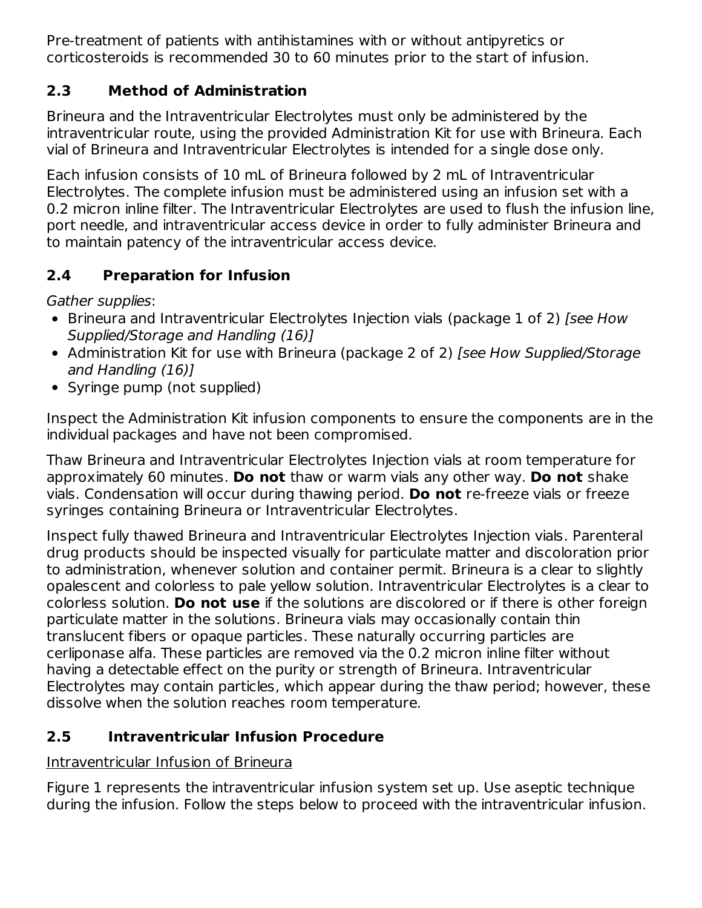Pre-treatment of patients with antihistamines with or without antipyretics or corticosteroids is recommended 30 to 60 minutes prior to the start of infusion.

## 2.3 Method of Administration

Brineura and the Intraventricular Electrolytes must only be administered by the intraventricular route, using the provided Administration Kit for use with Brineura. Each vial of Brineura and Intraventricular Electrolytes is intended for a single dose only.

Each infusion consists of 10 mL of Brineura followed by 2 mL of Intraventricular Electrolytes. The complete infusion must be administered using an infusion set with a 0.2 micron inline filter. The Intraventricular Electrolytes are used to flush the infusion line, port needle, and intraventricular access device in order to fully administer Brineura and to maintain patency of the intraventricular access device.

## 2.4 Preparation for Infusion

*Gather supplies*:

- Brineura and Intraventricular Electrolytes Injection vials (package 1 of 2) *[see How Supplied/Storage and Handling (16)]*
- Administration Kit for use with Brineura (package 2 of 2) *[see How Supplied/Storage and Handling (16)]*
- Syringe pump (not supplied)

Inspect the Administration Kit infusion components to ensure the components are in the individual packages and have not been compromised.

Thaw Brineura and Intraventricular Electrolytes Injection vials at room temperature for approximately 60 minutes. **Do not** thaw or warm vials any other way. **Do not** shake vials. Condensation will occur during thawing period. **Do not** re-freeze vials or freeze syringes containing Brineura or Intraventricular Electrolytes.

Inspect fully thawed Brineura and Intraventricular Electrolytes Injection vials. Parenteral drug products should be inspected visually for particulate matter and discoloration prior to administration, whenever solution and container permit. Brineura is a clear to slightly opalescent and colorless to pale yellow solution. Intraventricular Electrolytes is a clear to colorless solution. **Do not use** if the solutions are discolored or if there is other foreign particulate matter in the solutions. Brineura vials may occasionally contain thin translucent fibers or opaque particles. These naturally occurring particles are cerliponase alfa. These particles are removed via the 0.2 micron inline filter without having a detectable effect on the purity or strength of Brineura. Intraventricular Electrolytes may contain particles, which appear during the thaw period; however, these dissolve when the solution reaches room temperature.

## 2.5 Intraventricular Infusion Procedure

<u>Intraventricular Infusion of Brineura</u>

Figure 1 represents the intraventricular infusion system set up. Use aseptic technique during the infusion. Follow the steps below to proceed with the intraventricular infusion.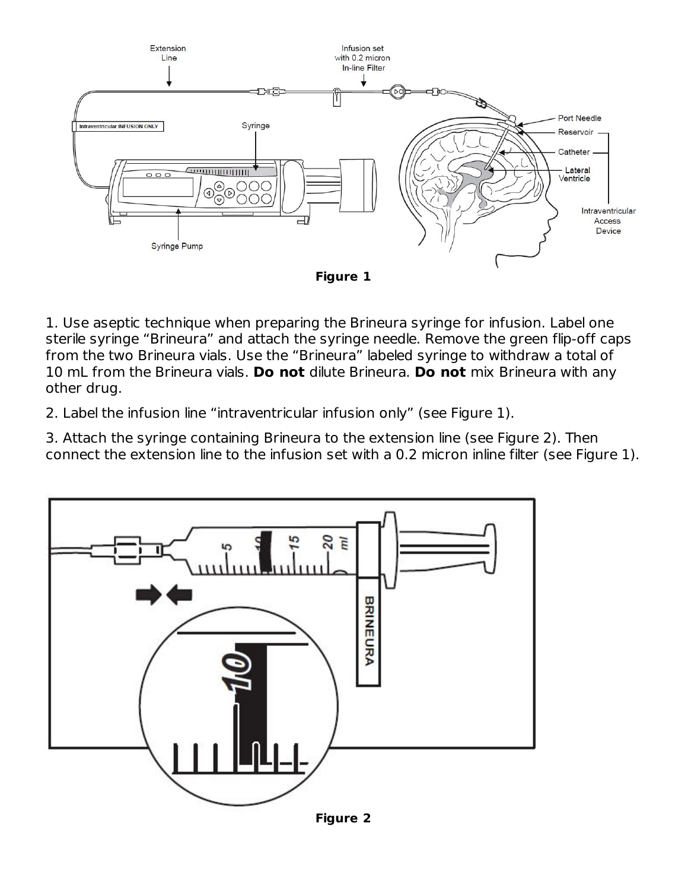Figure 1

1. Use aseptic technique when preparing the Brineura syringe for infusion. Label one sterile syringe “Brineura” and attach the syringe needle. Remove the green flip-off caps from the two Brineura vials. Use the “Brineura” labeled syringe to withdraw a total of 10 mL from the Brineura vials. **Do not** dilute Brineura. **Do not** mix Brineura with any other drug.

2. Label the infusion line “intraventricular infusion only” (see Figure 1).

3. Attach the syringe containing Brineura to the extension line (see Figure 2). Then connect the extension line to the infusion set with a 0.2 micron inline filter (see Figure 1).

Figure 2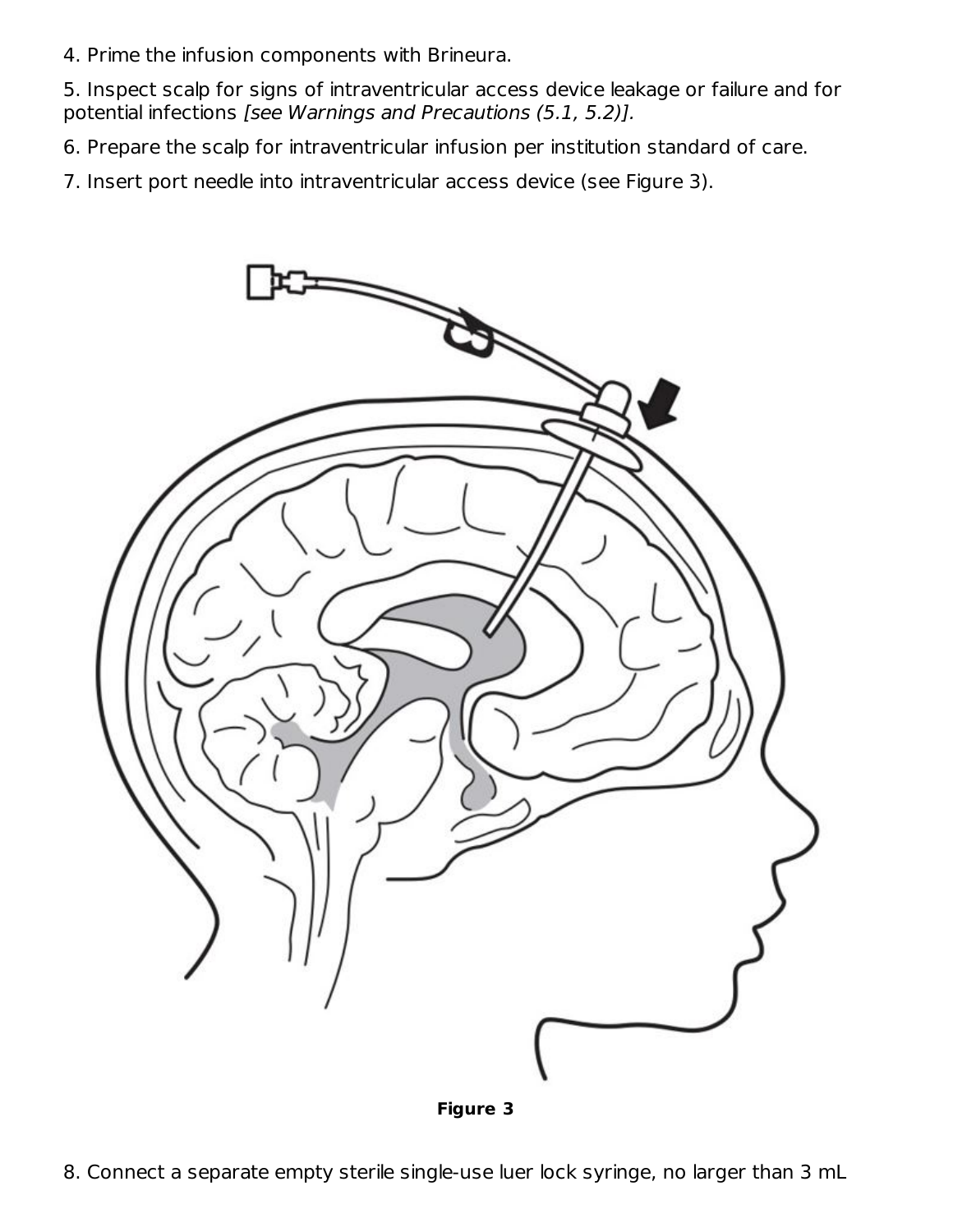4. Prime the infusion components with Brineura.

5. Inspect scalp for signs of intraventricular access device leakage or failure and for potential infections *[see Warnings and Precautions (5.1, 5.2)]*.

6. Prepare the scalp for intraventricular infusion per institution standard of care.

7. Insert port needle into intraventricular access device (see Figure 3).

**Figure 3**

8. Connect a separate empty sterile single-use luer lock syringe, no larger than 3 mL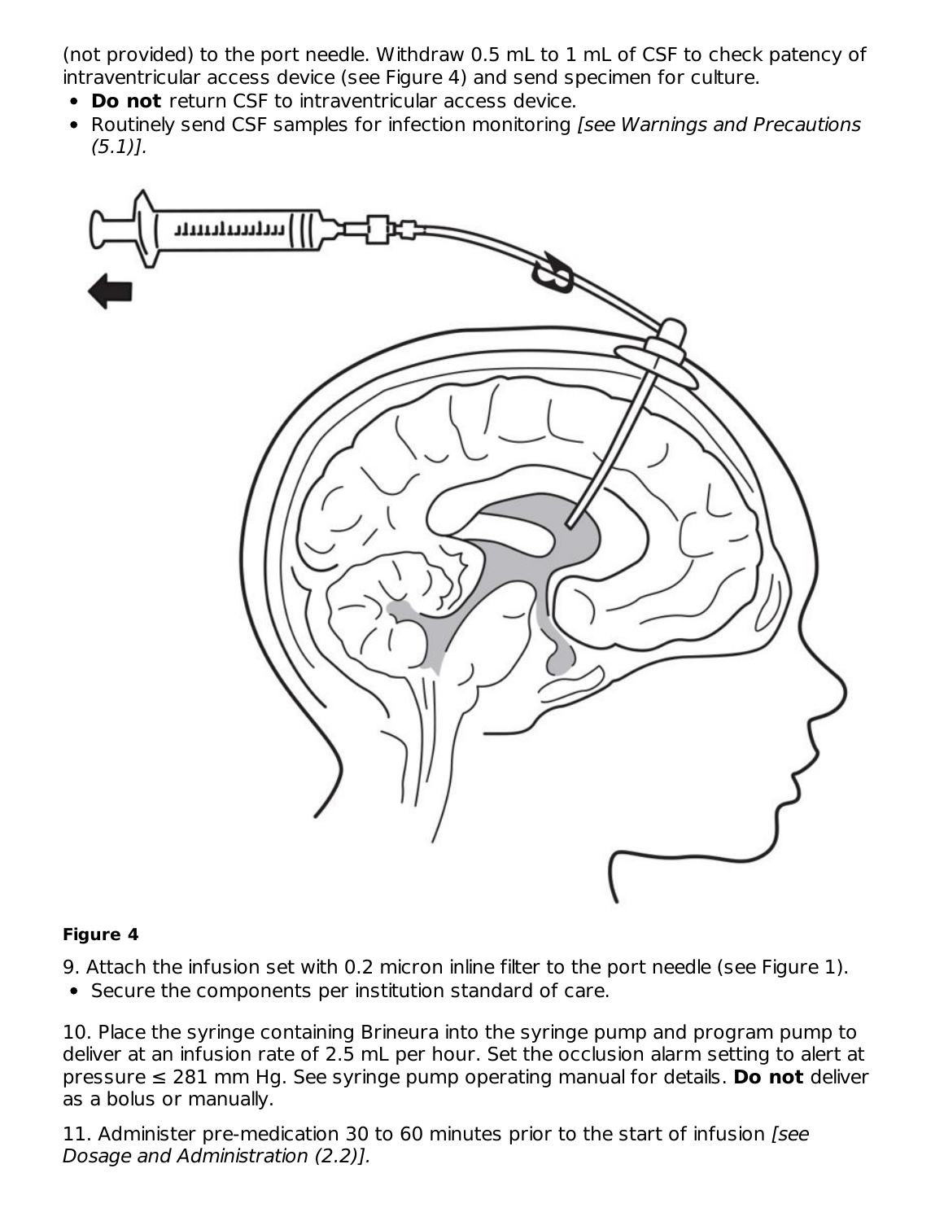(not provided) to the port needle. Withdraw 0.5 mL to 1 mL of CSF to check patency of intraventricular access device (see Figure 4) and send specimen for culture.

- **Do not** return CSF to intraventricular access device.
- Routinely send CSF samples for infection monitoring *[see Warnings and Precautions (5.1)]*.

**Figure 4**

9. Attach the infusion set with 0.2 micron inline filter to the port needle (see Figure 1).

- Secure the components per institution standard of care.

10. Place the syringe containing Brineura into the syringe pump and program pump to deliver at an infusion rate of 2.5 mL per hour. Set the occlusion alarm setting to alert at pressure ≤ 281 mm Hg. See syringe pump operating manual for details. **Do not** deliver as a bolus or manually.

11. Administer pre-medication 30 to 60 minutes prior to the start of infusion *[see Dosage and Administration (2.2)]*.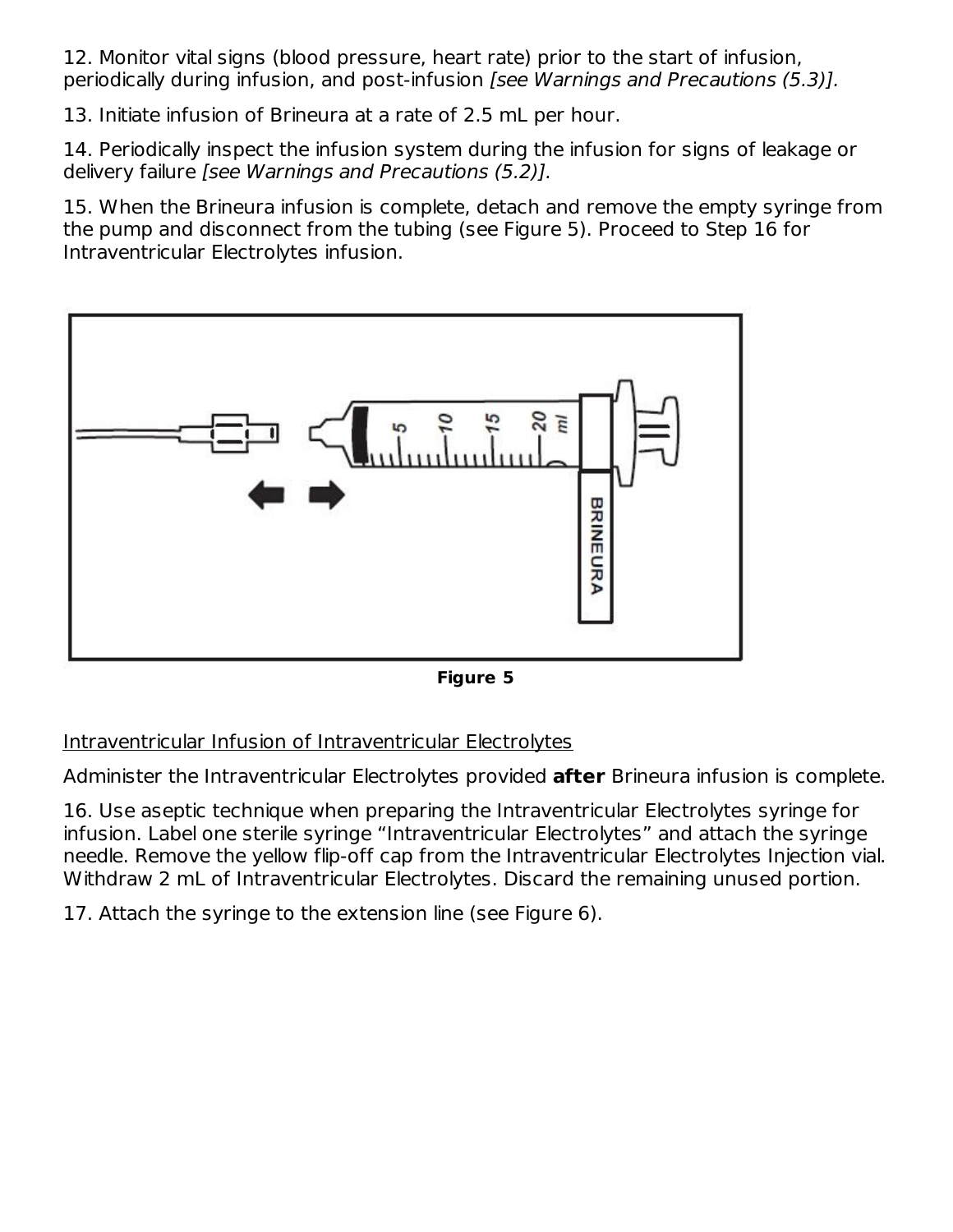12. Monitor vital signs (blood pressure, heart rate) prior to the start of infusion, periodically during infusion, and post-infusion *[see Warnings and Precautions (5.3)].*

13. Initiate infusion of Brineura at a rate of 2.5 mL per hour.

14. Periodically inspect the infusion system during the infusion for signs of leakage or delivery failure *[see Warnings and Precautions (5.2)].*

15. When the Brineura infusion is complete, detach and remove the empty syringe from the pump and disconnect from the tubing (see Figure 5). Proceed to Step 16 for Intraventricular Electrolytes infusion.

**Figure 5**

Intraventricular Infusion of Intraventricular Electrolytes

Administer the Intraventricular Electrolytes provided **after** Brineura infusion is complete.

16. Use aseptic technique when preparing the Intraventricular Electrolytes syringe for infusion. Label one sterile syringe “Intraventricular Electrolytes” and attach the syringe needle. Remove the yellow flip-off cap from the Intraventricular Electrolytes Injection vial. Withdraw 2 mL of Intraventricular Electrolytes. Discard the remaining unused portion.

17. Attach the syringe to the extension line (see Figure 6).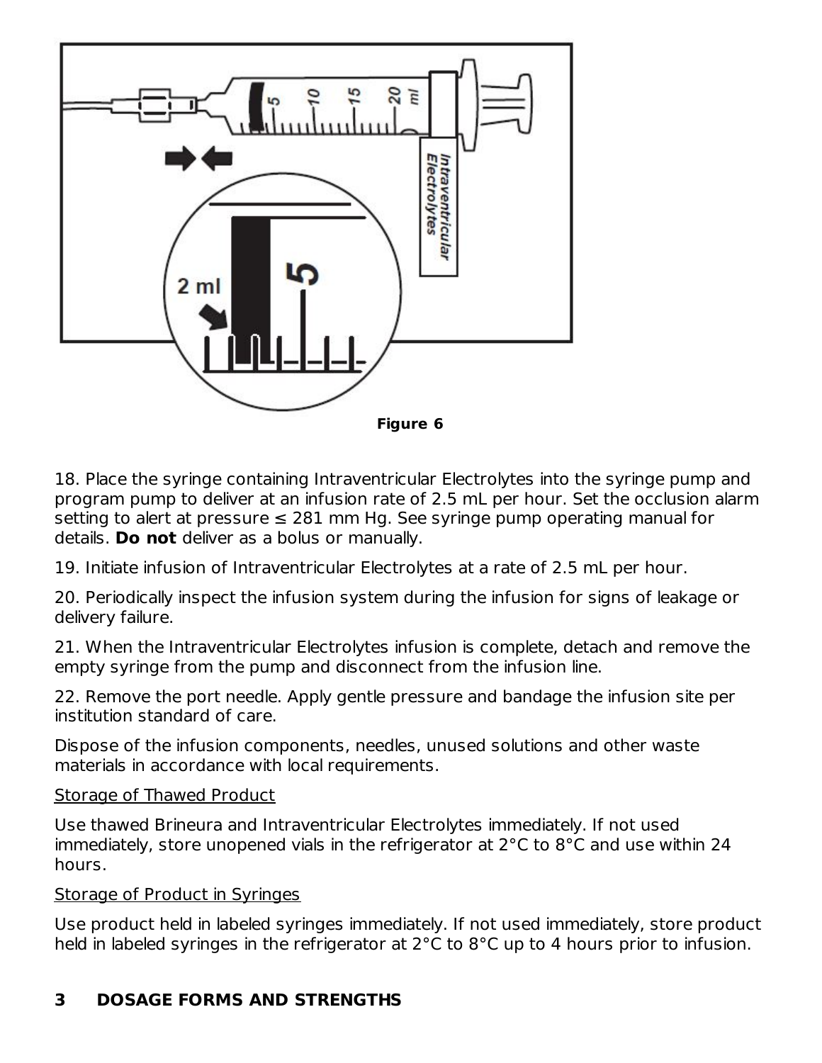Figure 6

18. Place the syringe containing Intraventricular Electrolytes into the syringe pump and program pump to deliver at an infusion rate of 2.5 mL per hour. Set the occlusion alarm setting to alert at pressure ≤ 281 mm Hg. See syringe pump operating manual for details. **Do not** deliver as a bolus or manually.

19. Initiate infusion of Intraventricular Electrolytes at a rate of 2.5 mL per hour.

20. Periodically inspect the infusion system during the infusion for signs of leakage or delivery failure.

21. When the Intraventricular Electrolytes infusion is complete, detach and remove the empty syringe from the pump and disconnect from the infusion line.

22. Remove the port needle. Apply gentle pressure and bandage the infusion site per institution standard of care.

Dispose of the infusion components, needles, unused solutions and other waste materials in accordance with local requirements.

Storage of Thawed Product

Use thawed Brineura and Intraventricular Electrolytes immediately. If not used immediately, store unopened vials in the refrigerator at 2°C to 8°C and use within 24 hours.

Storage of Product in Syringes

Use product held in labeled syringes immediately. If not used immediately, store product held in labeled syringes in the refrigerator at 2°C to 8°C up to 4 hours prior to infusion.

## 3 DOSAGE FORMS AND STRENGTHS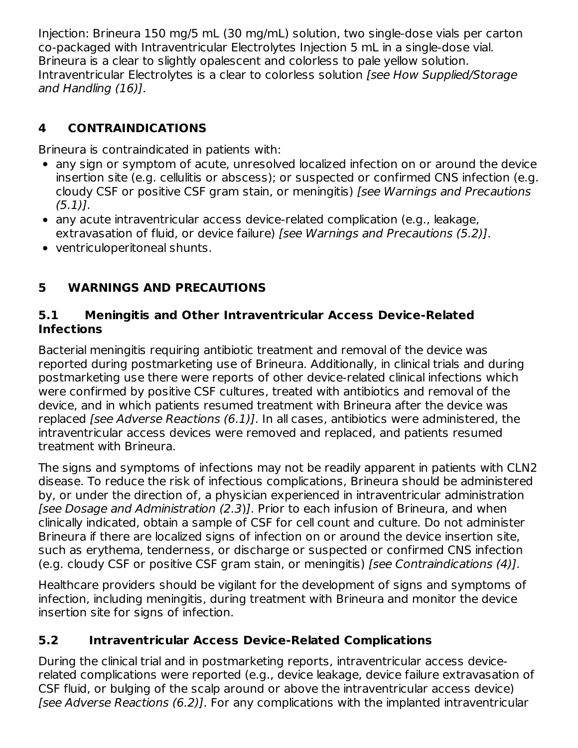Injection: Brineura 150 mg/5 mL (30 mg/mL) solution, two single-dose vials per carton co-packaged with Intraventricular Electrolytes Injection 5 mL in a single-dose vial. Brineura is a clear to slightly opalescent and colorless to pale yellow solution. Intraventricular Electrolytes is a clear to colorless solution *[see How Supplied/Storage and Handling (16)]*.

## 4 CONTRAINDICATIONS

Brineura is contraindicated in patients with:

- any sign or symptom of acute, unresolved localized infection on or around the device insertion site (e.g. cellulitis or abscess); or suspected or confirmed CNS infection (e.g. cloudy CSF or positive CSF gram stain, or meningitis) *[see Warnings and Precautions (5.1)]*.
- any acute intraventricular access device-related complication (e.g., leakage, extravasation of fluid, or device failure) *[see Warnings and Precautions (5.2)]*.
- ventriculoperitoneal shunts.

## 5 WARNINGS AND PRECAUTIONS

### 5.1 Meningitis and Other Intraventricular Access Device-Related Infections

Bacterial meningitis requiring antibiotic treatment and removal of the device was reported during postmarketing use of Brineura. Additionally, in clinical trials and during postmarketing use there were reports of other device-related clinical infections which were confirmed by positive CSF cultures, treated with antibiotics and removal of the device, and in which patients resumed treatment with Brineura after the device was replaced *[see Adverse Reactions (6.1)]*. In all cases, antibiotics were administered, the intraventricular access devices were removed and replaced, and patients resumed treatment with Brineura.

The signs and symptoms of infections may not be readily apparent in patients with CLN2 disease. To reduce the risk of infectious complications, Brineura should be administered by, or under the direction of, a physician experienced in intraventricular administration *[see Dosage and Administration (2.3)]*. Prior to each infusion of Brineura, and when clinically indicated, obtain a sample of CSF for cell count and culture. Do not administer Brineura if there are localized signs of infection on or around the device insertion site, such as erythema, tenderness, or discharge or suspected or confirmed CNS infection (e.g. cloudy CSF or positive CSF gram stain, or meningitis) *[see Contraindications (4)]*.

Healthcare providers should be vigilant for the development of signs and symptoms of infection, including meningitis, during treatment with Brineura and monitor the device insertion site for signs of infection.

### 5.2 Intraventricular Access Device-Related Complications

During the clinical trial and in postmarketing reports, intraventricular access device-related complications were reported (e.g., device leakage, device failure extravasation of CSF fluid, or bulging of the scalp around or above the intraventricular access device) *[see Adverse Reactions (6.2)]*. For any complications with the implanted intraventricular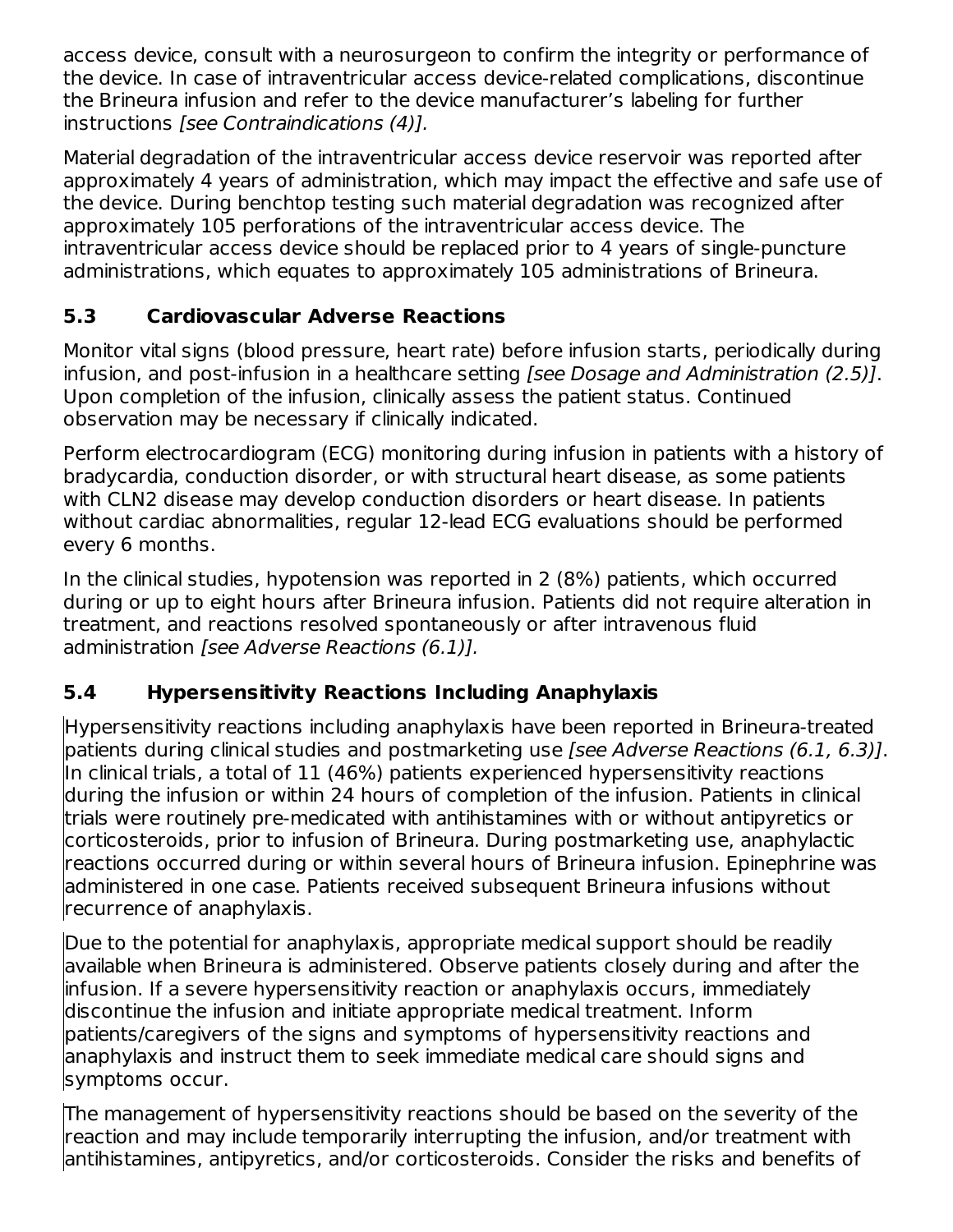access device, consult with a neurosurgeon to confirm the integrity or performance of the device. In case of intraventricular access device-related complications, discontinue the Brineura infusion and refer to the device manufacturer's labeling for further instructions *[see Contraindications (4)]*.

Material degradation of the intraventricular access device reservoir was reported after approximately 4 years of administration, which may impact the effective and safe use of the device. During benchtop testing such material degradation was recognized after approximately 105 perforations of the intraventricular access device. The intraventricular access device should be replaced prior to 4 years of single-puncture administrations, which equates to approximately 105 administrations of Brineura.

### 5.3 Cardiovascular Adverse Reactions

Monitor vital signs (blood pressure, heart rate) before infusion starts, periodically during infusion, and post-infusion in a healthcare setting *[see Dosage and Administration (2.5)]*. Upon completion of the infusion, clinically assess the patient status. Continued observation may be necessary if clinically indicated.

Perform electrocardiogram (ECG) monitoring during infusion in patients with a history of bradycardia, conduction disorder, or with structural heart disease, as some patients with CLN2 disease may develop conduction disorders or heart disease. In patients without cardiac abnormalities, regular 12-lead ECG evaluations should be performed every 6 months.

In the clinical studies, hypotension was reported in 2 (8%) patients, which occurred during or up to eight hours after Brineura infusion. Patients did not require alteration in treatment, and reactions resolved spontaneously or after intravenous fluid administration *[see Adverse Reactions (6.1)]*.

### 5.4 Hypersensitivity Reactions Including Anaphylaxis

Hypersensitivity reactions including anaphylaxis have been reported in Brineura-treated patients during clinical studies and postmarketing use *[see Adverse Reactions (6.1, 6.3)]*. In clinical trials, a total of 11 (46%) patients experienced hypersensitivity reactions during the infusion or within 24 hours of completion of the infusion. Patients in clinical trials were routinely pre-medicated with antihistamines with or without antipyretics or corticosteroids, prior to infusion of Brineura. During postmarketing use, anaphylactic reactions occurred during or within several hours of Brineura infusion. Epinephrine was administered in one case. Patients received subsequent Brineura infusions without recurrence of anaphylaxis.

Due to the potential for anaphylaxis, appropriate medical support should be readily available when Brineura is administered. Observe patients closely during and after the infusion. If a severe hypersensitivity reaction or anaphylaxis occurs, immediately discontinue the infusion and initiate appropriate medical treatment. Inform patients/caregivers of the signs and symptoms of hypersensitivity reactions and anaphylaxis and instruct them to seek immediate medical care should signs and symptoms occur.

The management of hypersensitivity reactions should be based on the severity of the reaction and may include temporarily interrupting the infusion, and/or treatment with antihistamines, antipyretics, and/or corticosteroids. Consider the risks and benefits of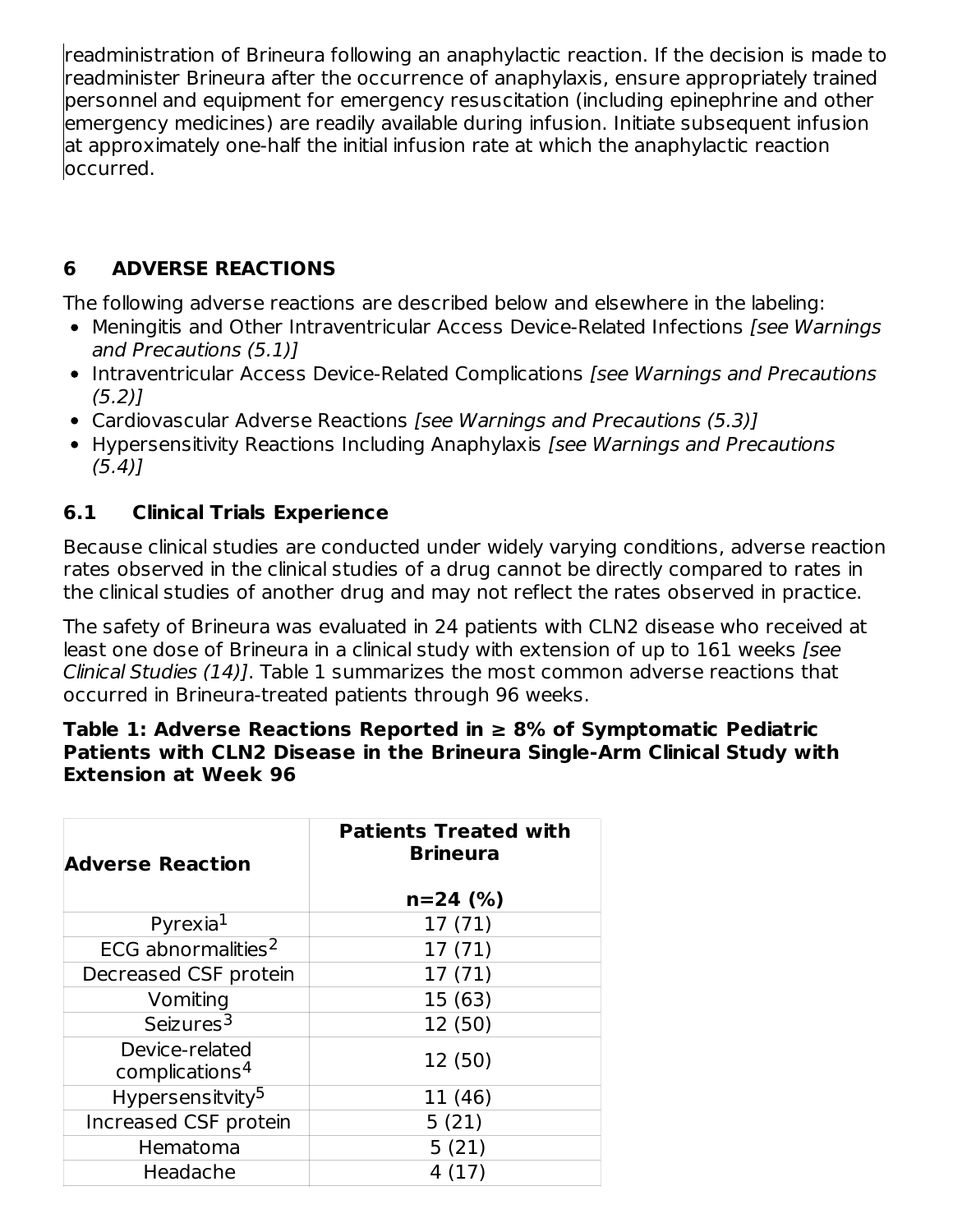readministration of Brineura following an anaphylactic reaction. If the decision is made to readminister Brineura after the occurrence of anaphylaxis, ensure appropriately trained personnel and equipment for emergency resuscitation (including epinephrine and other emergency medicines) are readily available during infusion. Initiate subsequent infusion at approximately one-half the initial infusion rate at which the anaphylactic reaction occurred.

## 6 ADVERSE REACTIONS

The following adverse reactions are described below and elsewhere in the labeling:

- Meningitis and Other Intraventricular Access Device-Related Infections *[see Warnings and Precautions (5.1)]*
- Intraventricular Access Device-Related Complications *[see Warnings and Precautions (5.2)]*
- Cardiovascular Adverse Reactions *[see Warnings and Precautions (5.3)]*
- Hypersensitivity Reactions Including Anaphylaxis *[see Warnings and Precautions (5.4)]*

### 6.1 Clinical Trials Experience

Because clinical studies are conducted under widely varying conditions, adverse reaction rates observed in the clinical studies of a drug cannot be directly compared to rates in the clinical studies of another drug and may not reflect the rates observed in practice.

The safety of Brineura was evaluated in 24 patients with CLN2 disease who received at least one dose of Brineura in a clinical study with extension of up to 161 weeks *[see Clinical Studies (14)]*. Table 1 summarizes the most common adverse reactions that occurred in Brineura-treated patients through 96 weeks.

**Table 1: Adverse Reactions Reported in ≥ 8% of Symptomatic Pediatric Patients with CLN2 Disease in the Brineura Single-Arm Clinical Study with Extension at Week 96**

| Adverse Reaction | Patients Treated with Brineura<br><br>n=24 (%) |
|---|---|
| Pyrexia[1] | 17 (71) |
| ECG abnormalities[2] | 17 (71) |
| Decreased CSF protein | 17 (71) |
| Vomiting | 15 (63) |
| Seizures[3] | 12 (50) |
| Device-related complications[4] | 12 (50) |
| Hypersensitvity[5] | 11 (46) |
| Increased CSF protein | 5 (21) |
| Hematoma | 5 (21) |
| Headache | 4 (17) |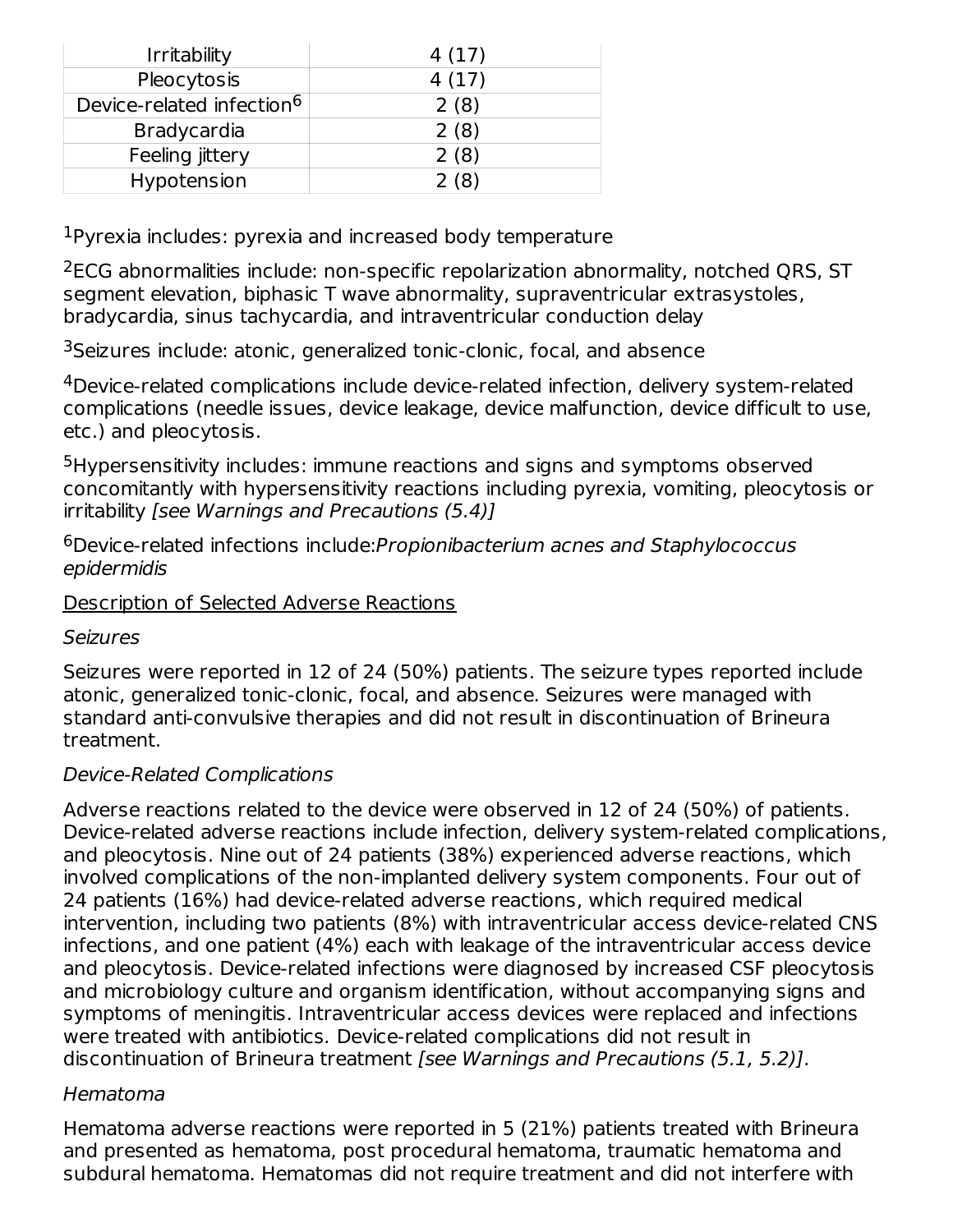| | |
|---|---|
| Irritability | 4 (17) |
| Pleocytosis | 4 (17) |
| Device-related infection[6] | 2 (8) |
| Bradycardia | 2 (8) |
| Feeling jittery | 2 (8) |
| Hypotension | 2 (8) |

[1]Pyrexia includes: pyrexia and increased body temperature

[2]ECG abnormalities include: non-specific repolarization abnormality, notched QRS, ST segment elevation, biphasic T wave abnormality, supraventricular extrasystoles, bradycardia, sinus tachycardia, and intraventricular conduction delay

[3]Seizures include: atonic, generalized tonic-clonic, focal, and absence

[4]Device-related complications include device-related infection, delivery system-related complications (needle issues, device leakage, device malfunction, device difficult to use, etc.) and pleocytosis.

[5]Hypersensitivity includes: immune reactions and signs and symptoms observed concomitantly with hypersensitivity reactions including pyrexia, vomiting, pleocytosis or irritability *[see Warnings and Precautions (5.4)]*

[6]Device-related infections include:*Propionibacterium acnes and Staphylococcus epidermidis*

Description of Selected Adverse Reactions

*Seizures*

Seizures were reported in 12 of 24 (50%) patients. The seizure types reported include atonic, generalized tonic-clonic, focal, and absence. Seizures were managed with standard anti-convulsive therapies and did not result in discontinuation of Brineura treatment.

*Device-Related Complications*

Adverse reactions related to the device were observed in 12 of 24 (50%) of patients. Device-related adverse reactions include infection, delivery system-related complications, and pleocytosis. Nine out of 24 patients (38%) experienced adverse reactions, which involved complications of the non-implanted delivery system components. Four out of 24 patients (16%) had device-related adverse reactions, which required medical intervention, including two patients (8%) with intraventricular access device-related CNS infections, and one patient (4%) each with leakage of the intraventricular access device and pleocytosis. Device-related infections were diagnosed by increased CSF pleocytosis and microbiology culture and organism identification, without accompanying signs and symptoms of meningitis. Intraventricular access devices were replaced and infections were treated with antibiotics. Device-related complications did not result in discontinuation of Brineura treatment *[see Warnings and Precautions (5.1, 5.2)]*.

*Hematoma*

Hematoma adverse reactions were reported in 5 (21%) patients treated with Brineura and presented as hematoma, post procedural hematoma, traumatic hematoma and subdural hematoma. Hematomas did not require treatment and did not interfere with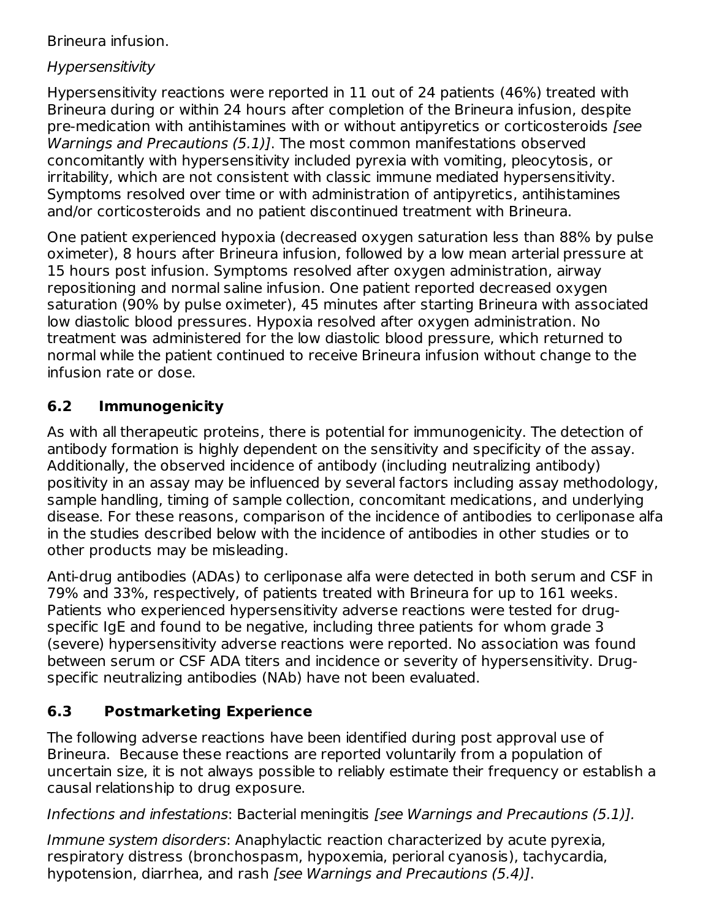Brineura infusion.

*Hypersensitivity*

Hypersensitivity reactions were reported in 11 out of 24 patients (46%) treated with Brineura during or within 24 hours after completion of the Brineura infusion, despite pre-medication with antihistamines with or without antipyretics or corticosteroids *[see Warnings and Precautions (5.1)]*. The most common manifestations observed concomitantly with hypersensitivity included pyrexia with vomiting, pleocytosis, or irritability, which are not consistent with classic immune mediated hypersensitivity. Symptoms resolved over time or with administration of antipyretics, antihistamines and/or corticosteroids and no patient discontinued treatment with Brineura.

One patient experienced hypoxia (decreased oxygen saturation less than 88% by pulse oximeter), 8 hours after Brineura infusion, followed by a low mean arterial pressure at 15 hours post infusion. Symptoms resolved after oxygen administration, airway repositioning and normal saline infusion. One patient reported decreased oxygen saturation (90% by pulse oximeter), 45 minutes after starting Brineura with associated low diastolic blood pressures. Hypoxia resolved after oxygen administration. No treatment was administered for the low diastolic blood pressure, which returned to normal while the patient continued to receive Brineura infusion without change to the infusion rate or dose.

## 6.2 Immunogenicity

As with all therapeutic proteins, there is potential for immunogenicity. The detection of antibody formation is highly dependent on the sensitivity and specificity of the assay. Additionally, the observed incidence of antibody (including neutralizing antibody) positivity in an assay may be influenced by several factors including assay methodology, sample handling, timing of sample collection, concomitant medications, and underlying disease. For these reasons, comparison of the incidence of antibodies to cerliponase alfa in the studies described below with the incidence of antibodies in other studies or to other products may be misleading.

Anti-drug antibodies (ADAs) to cerliponase alfa were detected in both serum and CSF in 79% and 33%, respectively, of patients treated with Brineura for up to 161 weeks. Patients who experienced hypersensitivity adverse reactions were tested for drug-specific IgE and found to be negative, including three patients for whom grade 3 (severe) hypersensitivity adverse reactions were reported. No association was found between serum or CSF ADA titers and incidence or severity of hypersensitivity. Drug-specific neutralizing antibodies (NAb) have not been evaluated.

## 6.3 Postmarketing Experience

The following adverse reactions have been identified during post approval use of Brineura. Because these reactions are reported voluntarily from a population of uncertain size, it is not always possible to reliably estimate their frequency or establish a causal relationship to drug exposure.

*Infections and infestations*: Bacterial meningitis *[see Warnings and Precautions (5.1)].*

*Immune system disorders*: Anaphylactic reaction characterized by acute pyrexia, respiratory distress (bronchospasm, hypoxemia, perioral cyanosis), tachycardia, hypotension, diarrhea, and rash *[see Warnings and Precautions (5.4)]*.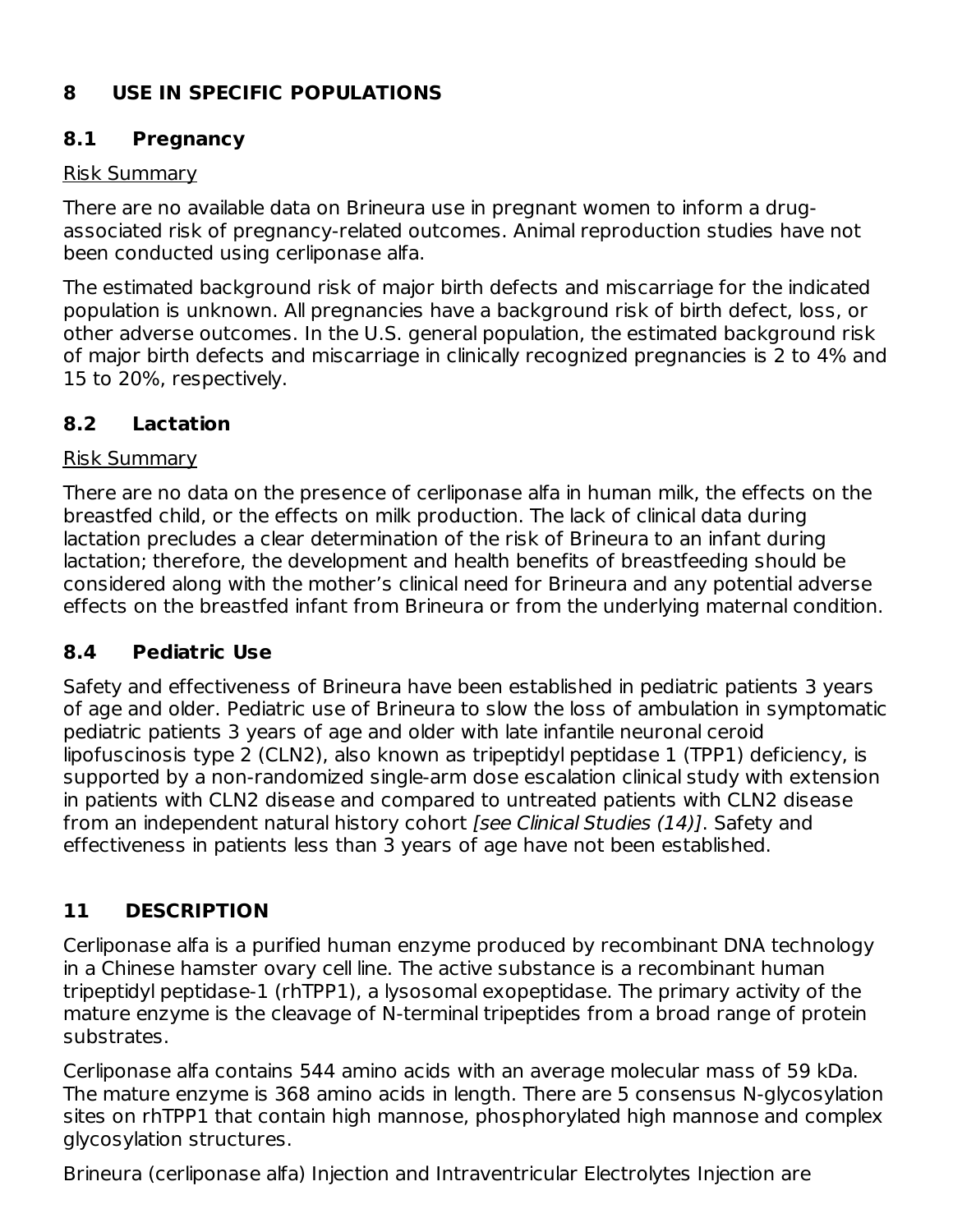## 8 USE IN SPECIFIC POPULATIONS

### 8.1 Pregnancy

Risk Summary

There are no available data on Brineura use in pregnant women to inform a drug-associated risk of pregnancy-related outcomes. Animal reproduction studies have not been conducted using cerliponase alfa.

The estimated background risk of major birth defects and miscarriage for the indicated population is unknown. All pregnancies have a background risk of birth defect, loss, or other adverse outcomes. In the U.S. general population, the estimated background risk of major birth defects and miscarriage in clinically recognized pregnancies is 2 to 4% and 15 to 20%, respectively.

### 8.2 Lactation

Risk Summary

There are no data on the presence of cerliponase alfa in human milk, the effects on the breastfed child, or the effects on milk production. The lack of clinical data during lactation precludes a clear determination of the risk of Brineura to an infant during lactation; therefore, the development and health benefits of breastfeeding should be considered along with the mother's clinical need for Brineura and any potential adverse effects on the breastfed infant from Brineura or from the underlying maternal condition.

### 8.4 Pediatric Use

Safety and effectiveness of Brineura have been established in pediatric patients 3 years of age and older. Pediatric use of Brineura to slow the loss of ambulation in symptomatic pediatric patients 3 years of age and older with late infantile neuronal ceroid lipofuscinosis type 2 (CLN2), also known as tripeptidyl peptidase 1 (TPP1) deficiency, is supported by a non-randomized single-arm dose escalation clinical study with extension in patients with CLN2 disease and compared to untreated patients with CLN2 disease from an independent natural history cohort *[see Clinical Studies (14)]*. Safety and effectiveness in patients less than 3 years of age have not been established.

## 11 DESCRIPTION

Cerliponase alfa is a purified human enzyme produced by recombinant DNA technology in a Chinese hamster ovary cell line. The active substance is a recombinant human tripeptidyl peptidase-1 (rhTPP1), a lysosomal exopeptidase. The primary activity of the mature enzyme is the cleavage of N-terminal tripeptides from a broad range of protein substrates.

Cerliponase alfa contains 544 amino acids with an average molecular mass of 59 kDa. The mature enzyme is 368 amino acids in length. There are 5 consensus N-glycosylation sites on rhTPP1 that contain high mannose, phosphorylated high mannose and complex glycosylation structures.

Brineura (cerliponase alfa) Injection and Intraventricular Electrolytes Injection are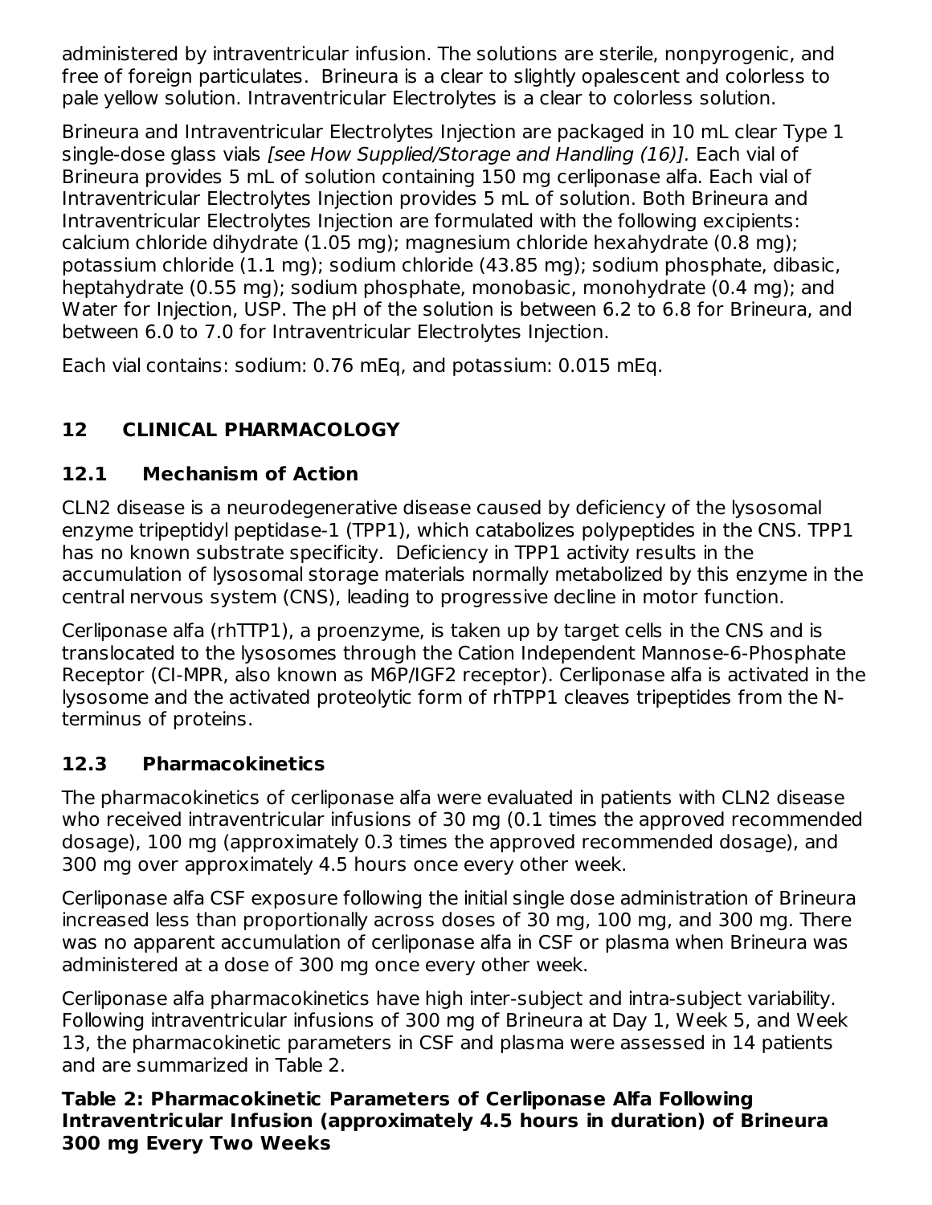administered by intraventricular infusion. The solutions are sterile, nonpyrogenic, and free of foreign particulates. Brineura is a clear to slightly opalescent and colorless to pale yellow solution. Intraventricular Electrolytes is a clear to colorless solution.

Brineura and Intraventricular Electrolytes Injection are packaged in 10 mL clear Type 1 single-dose glass vials *[see How Supplied/Storage and Handling (16)].* Each vial of Brineura provides 5 mL of solution containing 150 mg cerliponase alfa. Each vial of Intraventricular Electrolytes Injection provides 5 mL of solution. Both Brineura and Intraventricular Electrolytes Injection are formulated with the following excipients: calcium chloride dihydrate (1.05 mg); magnesium chloride hexahydrate (0.8 mg); potassium chloride (1.1 mg); sodium chloride (43.85 mg); sodium phosphate, dibasic, heptahydrate (0.55 mg); sodium phosphate, monobasic, monohydrate (0.4 mg); and Water for Injection, USP. The pH of the solution is between 6.2 to 6.8 for Brineura, and between 6.0 to 7.0 for Intraventricular Electrolytes Injection.

Each vial contains: sodium: 0.76 mEq, and potassium: 0.015 mEq.

## 12 CLINICAL PHARMACOLOGY

### 12.1 Mechanism of Action

CLN2 disease is a neurodegenerative disease caused by deficiency of the lysosomal enzyme tripeptidyl peptidase-1 (TPP1), which catabolizes polypeptides in the CNS. TPP1 has no known substrate specificity. Deficiency in TPP1 activity results in the accumulation of lysosomal storage materials normally metabolized by this enzyme in the central nervous system (CNS), leading to progressive decline in motor function.

Cerliponase alfa (rhTPP1), a proenzyme, is taken up by target cells in the CNS and is translocated to the lysosomes through the Cation Independent Mannose-6-Phosphate Receptor (CI-MPR, also known as M6P/IGF2 receptor). Cerliponase alfa is activated in the lysosome and the activated proteolytic form of rhTPP1 cleaves tripeptides from the N-terminus of proteins.

### 12.3 Pharmacokinetics

The pharmacokinetics of cerliponase alfa were evaluated in patients with CLN2 disease who received intraventricular infusions of 30 mg (0.1 times the approved recommended dosage), 100 mg (approximately 0.3 times the approved recommended dosage), and 300 mg over approximately 4.5 hours once every other week.

Cerliponase alfa CSF exposure following the initial single dose administration of Brineura increased less than proportionally across doses of 30 mg, 100 mg, and 300 mg. There was no apparent accumulation of cerliponase alfa in CSF or plasma when Brineura was administered at a dose of 300 mg once every other week.

Cerliponase alfa pharmacokinetics have high inter-subject and intra-subject variability. Following intraventricular infusions of 300 mg of Brineura at Day 1, Week 5, and Week 13, the pharmacokinetic parameters in CSF and plasma were assessed in 14 patients and are summarized in Table 2.

**Table 2: Pharmacokinetic Parameters of Cerliponase Alfa Following Intraventricular Infusion (approximately 4.5 hours in duration) of Brineura 300 mg Every Two Weeks**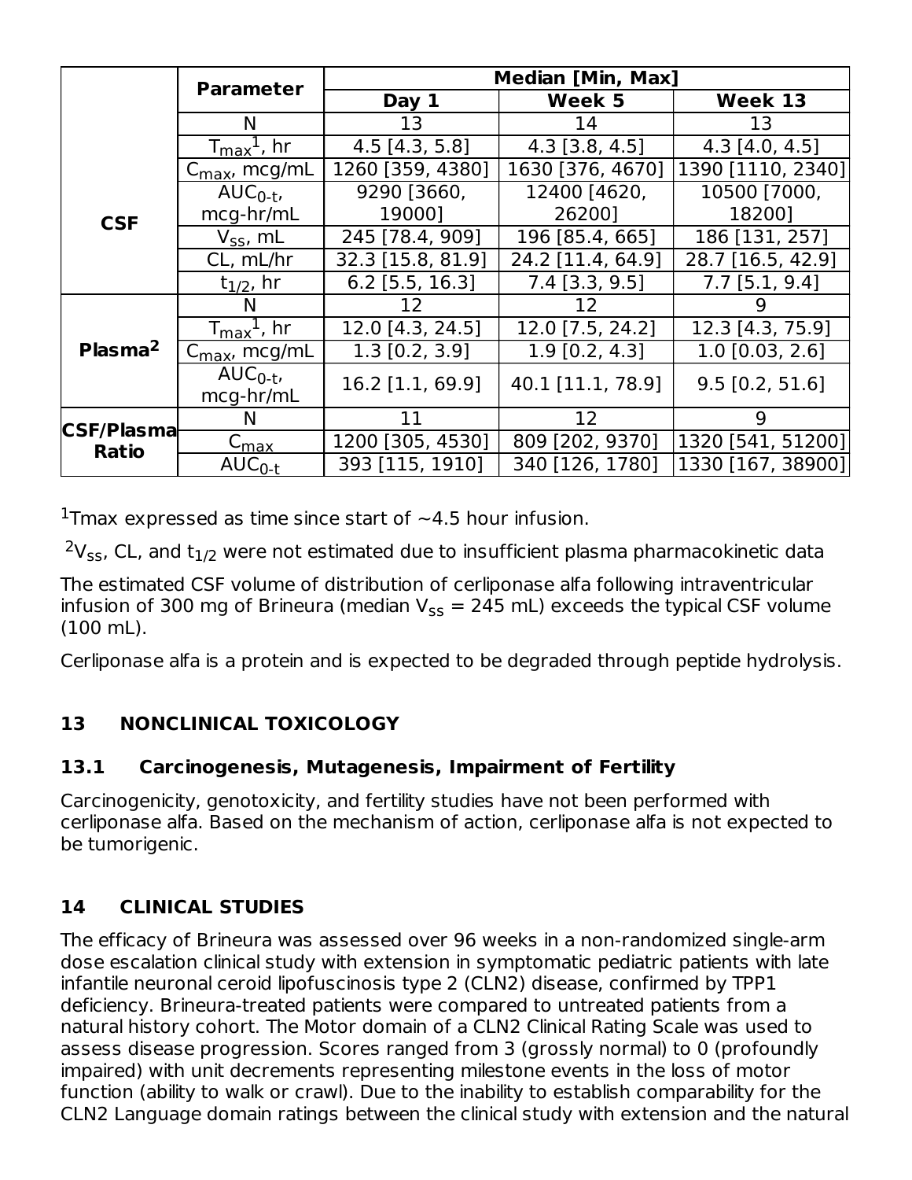| | Parameter | Median [Min, Max] | | |
|---|---|---|---|---|
| | | Day 1 | Week 5 | Week 13 |
| **CSF** | N | 13 | 14 | 13 |
| | $T_{max}$[1], hr | 4.5 [4.3, 5.8] | 4.3 [3.8, 4.5] | 4.3 [4.0, 4.5] |
| | $C_{max}$, mcg/mL | 1260 [359, 4380] | 1630 [376, 4670] | 1390 [1110, 2340] |
| | $AUC_{0\text{-}t}$, mcg-hr/mL | 9290 [3660, 19000] | 12400 [4620, 26200] | 10500 [7000, 18200] |
| | $V_{ss}$, mL | 245 [78.4, 909] | 196 [85.4, 665] | 186 [131, 257] |
| | CL, mL/hr | 32.3 [15.8, 81.9] | 24.2 [11.4, 64.9] | 28.7 [16.5, 42.9] |
| | $t_{1/2}$, hr | 6.2 [5.5, 16.3] | 7.4 [3.3, 9.5] | 7.7 [5.1, 9.4] |
| **Plasma[2]** | N | 12 | 12 | 9 |
| | $T_{max}$[1], hr | 12.0 [4.3, 24.5] | 12.0 [7.5, 24.2] | 12.3 [4.3, 75.9] |
| | $C_{max}$, mcg/mL | 1.3 [0.2, 3.9] | 1.9 [0.2, 4.3] | 1.0 [0.03, 2.6] |
| | $AUC_{0\text{-}t}$, mcg-hr/mL | 16.2 [1.1, 69.9] | 40.1 [11.1, 78.9] | 9.5 [0.2, 51.6] |
| **CSF/Plasma Ratio** | N | 11 | 12 | 9 |
| | $C_{max}$ | 1200 [305, 4530] | 809 [202, 9370] | 1320 [541, 51200] |
| | $AUC_{0\text{-}t}$ | 393 [115, 1910] | 340 [126, 1780] | 1330 [167, 38900] |

[1]Tmax expressed as time since start of ~4.5 hour infusion.

[2]$V_{ss}$, CL, and $t_{1/2}$ were not estimated due to insufficient plasma pharmacokinetic data

The estimated CSF volume of distribution of cerliponase alfa following intraventricular infusion of 300 mg of Brineura (median $V_{ss}$ = 245 mL) exceeds the typical CSF volume (100 mL).

Cerliponase alfa is a protein and is expected to be degraded through peptide hydrolysis.

## 13 NONCLINICAL TOXICOLOGY

### 13.1 Carcinogenesis, Mutagenesis, Impairment of Fertility

Carcinogenicity, genotoxicity, and fertility studies have not been performed with cerliponase alfa. Based on the mechanism of action, cerliponase alfa is not expected to be tumorigenic.

## 14 CLINICAL STUDIES

The efficacy of Brineura was assessed over 96 weeks in a non-randomized single-arm dose escalation clinical study with extension in symptomatic pediatric patients with late infantile neuronal ceroid lipofuscinosis type 2 (CLN2) disease, confirmed by TPP1 deficiency. Brineura-treated patients were compared to untreated patients from a natural history cohort. The Motor domain of a CLN2 Clinical Rating Scale was used to assess disease progression. Scores ranged from 3 (grossly normal) to 0 (profoundly impaired) with unit decrements representing milestone events in the loss of motor function (ability to walk or crawl). Due to the inability to establish comparability for the CLN2 Language domain ratings between the clinical study with extension and the natural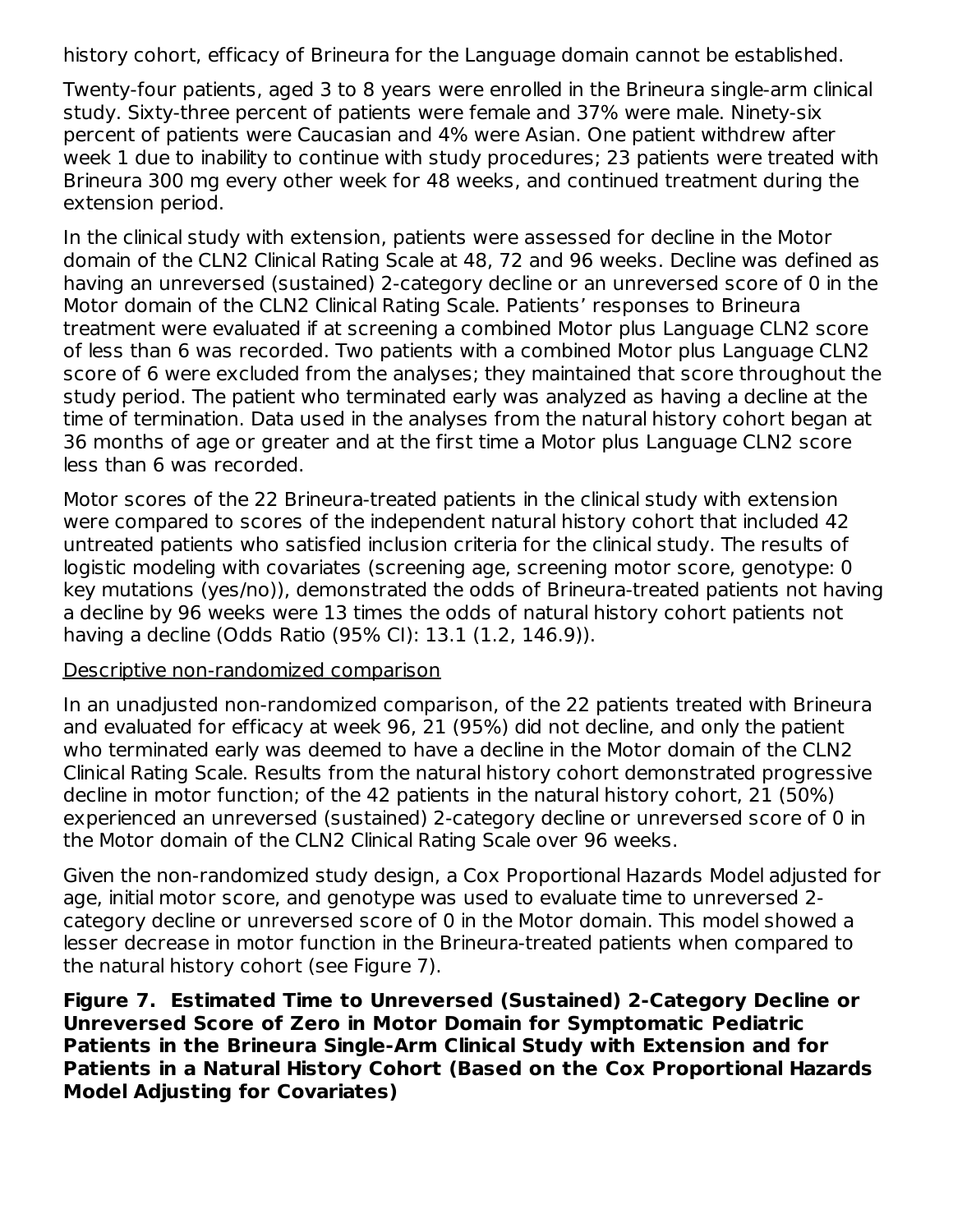history cohort, efficacy of Brineura for the Language domain cannot be established.

Twenty-four patients, aged 3 to 8 years were enrolled in the Brineura single-arm clinical study. Sixty-three percent of patients were female and 37% were male. Ninety-six percent of patients were Caucasian and 4% were Asian. One patient withdrew after week 1 due to inability to continue with study procedures; 23 patients were treated with Brineura 300 mg every other week for 48 weeks, and continued treatment during the extension period.

In the clinical study with extension, patients were assessed for decline in the Motor domain of the CLN2 Clinical Rating Scale at 48, 72 and 96 weeks. Decline was defined as having an unreversed (sustained) 2-category decline or an unreversed score of 0 in the Motor domain of the CLN2 Clinical Rating Scale. Patients' responses to Brineura treatment were evaluated if at screening a combined Motor plus Language CLN2 score of less than 6 was recorded. Two patients with a combined Motor plus Language CLN2 score of 6 were excluded from the analyses; they maintained that score throughout the study period. The patient who terminated early was analyzed as having a decline at the time of termination. Data used in the analyses from the natural history cohort began at 36 months of age or greater and at the first time a Motor plus Language CLN2 score less than 6 was recorded.

Motor scores of the 22 Brineura-treated patients in the clinical study with extension were compared to scores of the independent natural history cohort that included 42 untreated patients who satisfied inclusion criteria for the clinical study. The results of logistic modeling with covariates (screening age, screening motor score, genotype: 0 key mutations (yes/no)), demonstrated the odds of Brineura-treated patients not having a decline by 96 weeks were 13 times the odds of natural history cohort patients not having a decline (Odds Ratio (95% CI): 13.1 (1.2, 146.9)).

Descriptive non-randomized comparison

In an unadjusted non-randomized comparison, of the 22 patients treated with Brineura and evaluated for efficacy at week 96, 21 (95%) did not decline, and only the patient who terminated early was deemed to have a decline in the Motor domain of the CLN2 Clinical Rating Scale. Results from the natural history cohort demonstrated progressive decline in motor function; of the 42 patients in the natural history cohort, 21 (50%) experienced an unreversed (sustained) 2-category decline or unreversed score of 0 in the Motor domain of the CLN2 Clinical Rating Scale over 96 weeks.

Given the non-randomized study design, a Cox Proportional Hazards Model adjusted for age, initial motor score, and genotype was used to evaluate time to unreversed 2-category decline or unreversed score of 0 in the Motor domain. This model showed a lesser decrease in motor function in the Brineura-treated patients when compared to the natural history cohort (see Figure 7).

**Figure 7. Estimated Time to Unreversed (Sustained) 2-Category Decline or Unreversed Score of Zero in Motor Domain for Symptomatic Pediatric Patients in the Brineura Single-Arm Clinical Study with Extension and for Patients in a Natural History Cohort (Based on the Cox Proportional Hazards Model Adjusting for Covariates)**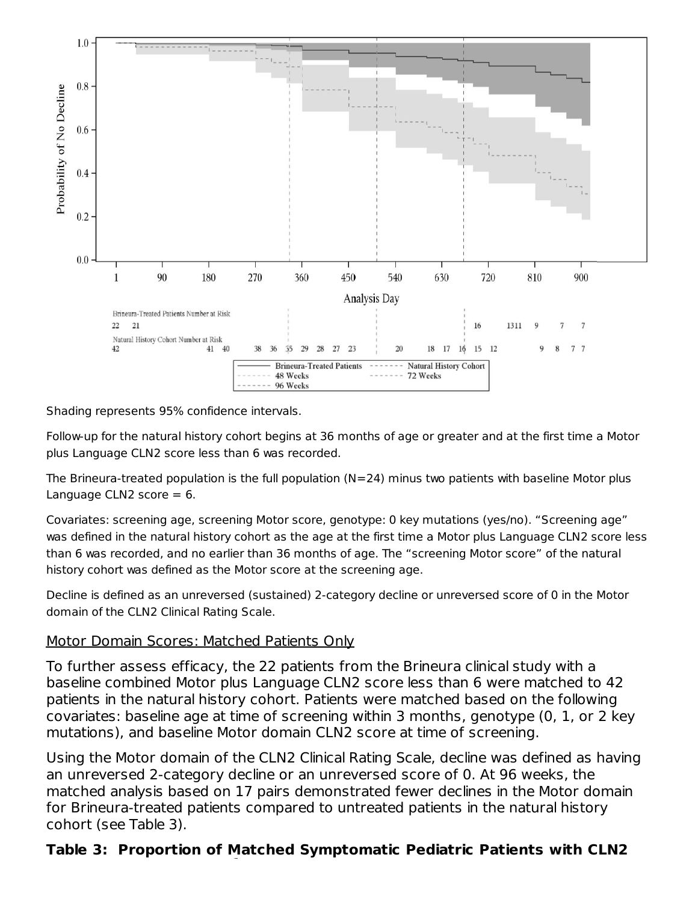Shading represents 95% confidence intervals.

Follow-up for the natural history cohort begins at 36 months of age or greater and at the first time a Motor plus Language CLN2 score less than 6 was recorded.

The Brineura-treated population is the full population (N=24) minus two patients with baseline Motor plus Language CLN2 score = 6.

Covariates: screening age, screening Motor score, genotype: 0 key mutations (yes/no). "Screening age" was defined in the natural history cohort as the age at the first time a Motor plus Language CLN2 score less than 6 was recorded, and no earlier than 36 months of age. The "screening Motor score" of the natural history cohort was defined as the Motor score at the screening age.

Decline is defined as an unreversed (sustained) 2-category decline or unreversed score of 0 in the Motor domain of the CLN2 Clinical Rating Scale.

Motor Domain Scores: Matched Patients Only

To further assess efficacy, the 22 patients from the Brineura clinical study with a baseline combined Motor plus Language CLN2 score less than 6 were matched to 42 patients in the natural history cohort. Patients were matched based on the following covariates: baseline age at time of screening within 3 months, genotype (0, 1, or 2 key mutations), and baseline Motor domain CLN2 score at time of screening.

Using the Motor domain of the CLN2 Clinical Rating Scale, decline was defined as having an unreversed 2-category decline or an unreversed score of 0. At 96 weeks, the matched analysis based on 17 pairs demonstrated fewer declines in the Motor domain for Brineura-treated patients compared to untreated patients in the natural history cohort (see Table 3).

**Table 3: Proportion of Matched Symptomatic Pediatric Patients with CLN2**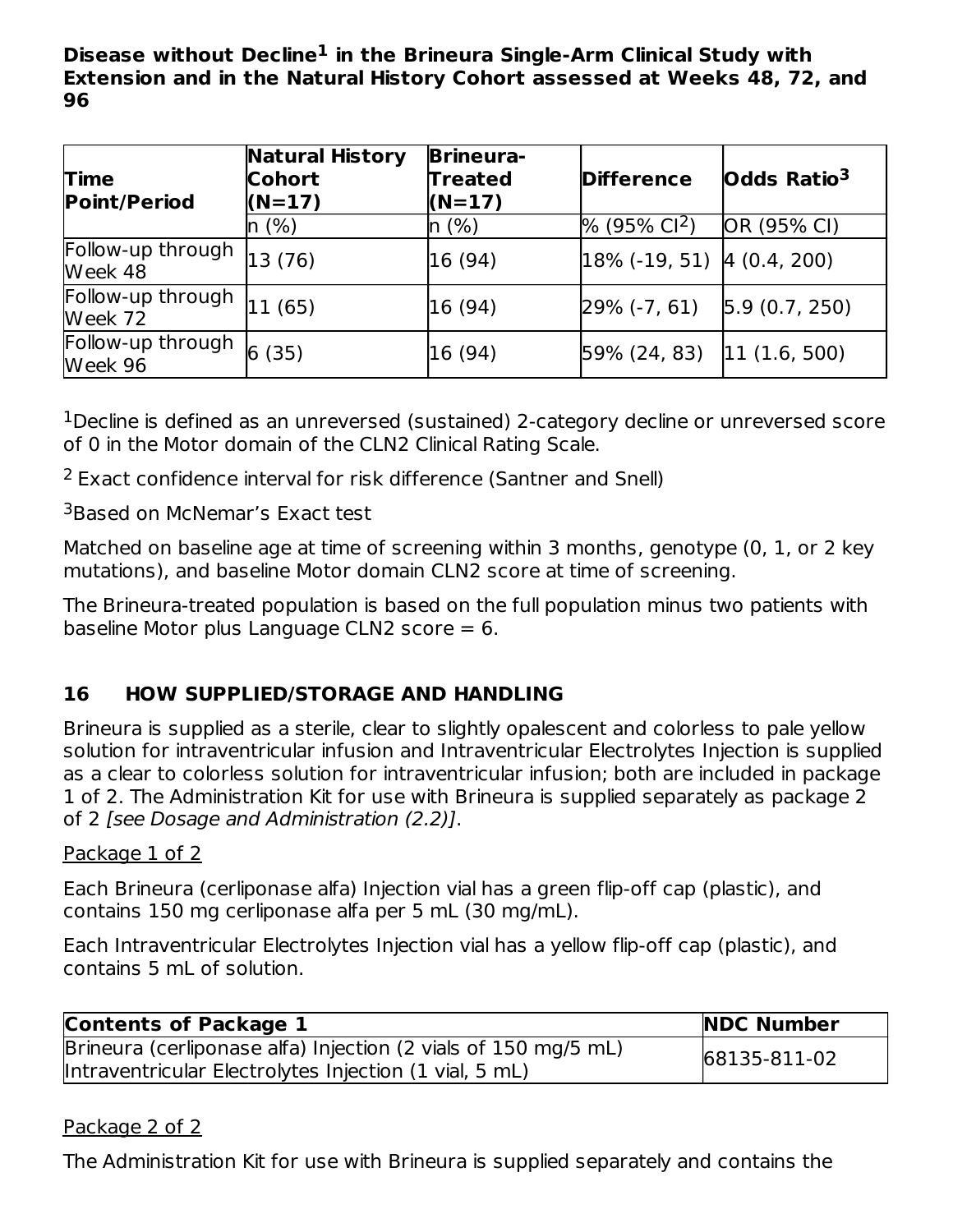**Disease without Decline[1] in the Brineura Single-Arm Clinical Study with Extension and in the Natural History Cohort assessed at Weeks 48, 72, and 96**

| Time Point/Period | Natural History Cohort (N=17) | Brineura-Treated (N=17) | Difference | Odds Ratio[3] |
|---|---|---|---|---|
| | n (%) | n (%) | % (95% CI[2]) | OR (95% CI) |
| Follow-up through Week 48 | 13 (76) | 16 (94) | 18% (-19, 51) | 4 (0.4, 200) |
| Follow-up through Week 72 | 11 (65) | 16 (94) | 29% (-7, 61) | 5.9 (0.7, 250) |
| Follow-up through Week 96 | 6 (35) | 16 (94) | 59% (24, 83) | 11 (1.6, 500) |

[1]Decline is defined as an unreversed (sustained) 2-category decline or unreversed score of 0 in the Motor domain of the CLN2 Clinical Rating Scale.

[2] Exact confidence interval for risk difference (Santner and Snell)

[3]Based on McNemar's Exact test

Matched on baseline age at time of screening within 3 months, genotype (0, 1, or 2 key mutations), and baseline Motor domain CLN2 score at time of screening.

The Brineura-treated population is based on the full population minus two patients with baseline Motor plus Language CLN2 score = 6.

## 16 HOW SUPPLIED/STORAGE AND HANDLING

Brineura is supplied as a sterile, clear to slightly opalescent and colorless to pale yellow solution for intraventricular infusion and Intraventricular Electrolytes Injection is supplied as a clear to colorless solution for intraventricular infusion; both are included in package 1 of 2. The Administration Kit for use with Brineura is supplied separately as package 2 of 2 *[see Dosage and Administration (2.2)]*.

Package 1 of 2

Each Brineura (cerliponase alfa) Injection vial has a green flip-off cap (plastic), and contains 150 mg cerliponase alfa per 5 mL (30 mg/mL).

Each Intraventricular Electrolytes Injection vial has a yellow flip-off cap (plastic), and contains 5 mL of solution.

| Contents of Package 1 | NDC Number |
|---|---|
| Brineura (cerliponase alfa) Injection (2 vials of 150 mg/5 mL)<br>Intraventricular Electrolytes Injection (1 vial, 5 mL) | 68135-811-02 |

Package 2 of 2

The Administration Kit for use with Brineura is supplied separately and contains the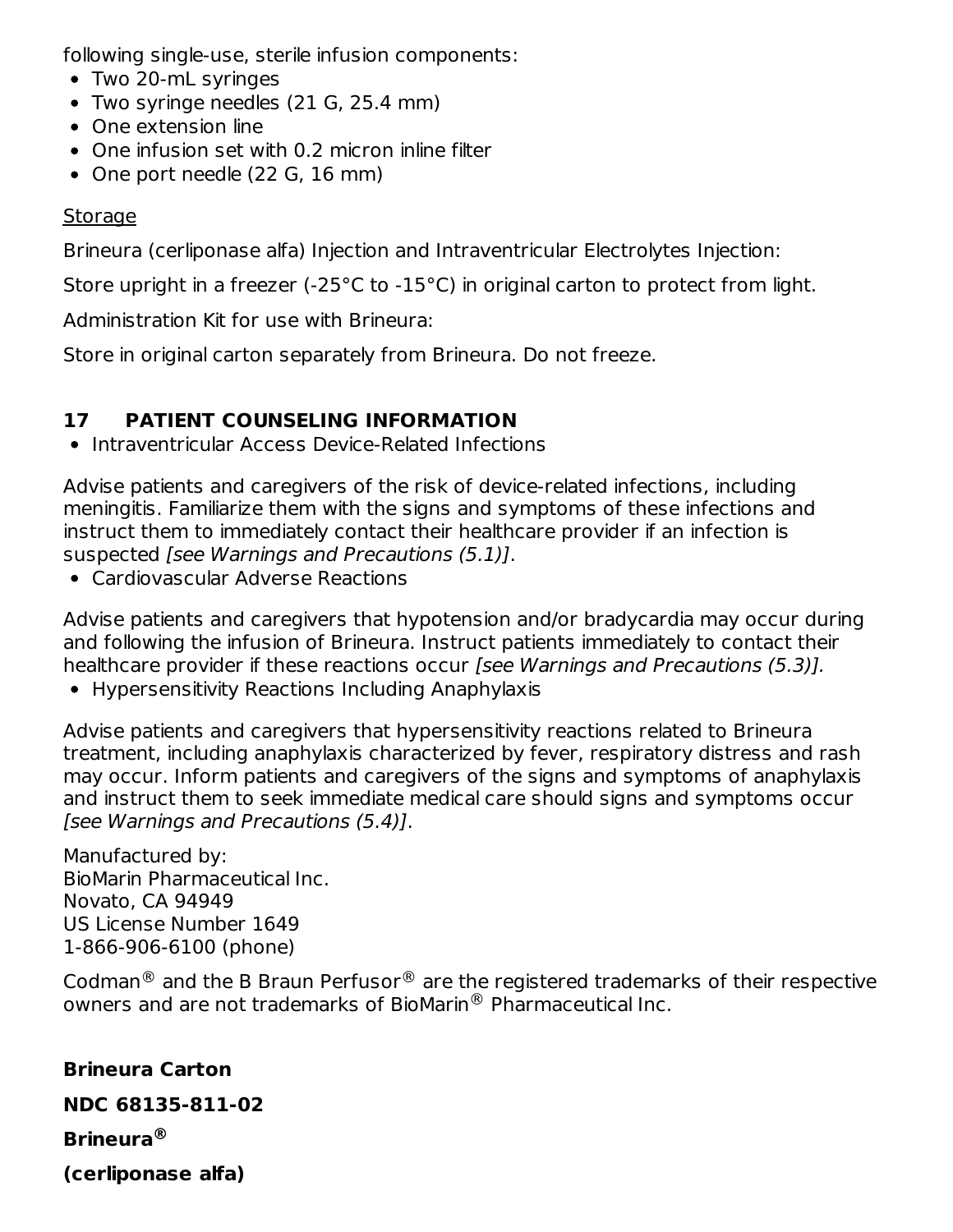following single-use, sterile infusion components:

- Two 20-mL syringes
- Two syringe needles (21 G, 25.4 mm)
- One extension line
- One infusion set with 0.2 micron inline filter
- One port needle (22 G, 16 mm)

Storage

Brineura (cerliponase alfa) Injection and Intraventricular Electrolytes Injection:

Store upright in a freezer (-25°C to -15°C) in original carton to protect from light.

Administration Kit for use with Brineura:

Store in original carton separately from Brineura. Do not freeze.

## 17 PATIENT COUNSELING INFORMATION

- Intraventricular Access Device-Related Infections

Advise patients and caregivers of the risk of device-related infections, including meningitis. Familiarize them with the signs and symptoms of these infections and instruct them to immediately contact their healthcare provider if an infection is suspected *[see Warnings and Precautions (5.1)]*.

- Cardiovascular Adverse Reactions

Advise patients and caregivers that hypotension and/or bradycardia may occur during and following the infusion of Brineura. Instruct patients immediately to contact their healthcare provider if these reactions occur *[see Warnings and Precautions (5.3)].*

- Hypersensitivity Reactions Including Anaphylaxis

Advise patients and caregivers that hypersensitivity reactions related to Brineura treatment, including anaphylaxis characterized by fever, respiratory distress and rash may occur. Inform patients and caregivers of the signs and symptoms of anaphylaxis and instruct them to seek immediate medical care should signs and symptoms occur *[see Warnings and Precautions (5.4)]*.

Manufactured by:
BioMarin Pharmaceutical Inc.
Novato, CA 94949
US License Number 1649
1-866-906-6100 (phone)

Codman® and the B Braun Perfusor® are the registered trademarks of their respective owners and are not trademarks of BioMarin® Pharmaceutical Inc.

**Brineura Carton**

**NDC 68135-811-02**

**Brineura®**

**(cerliponase alfa)**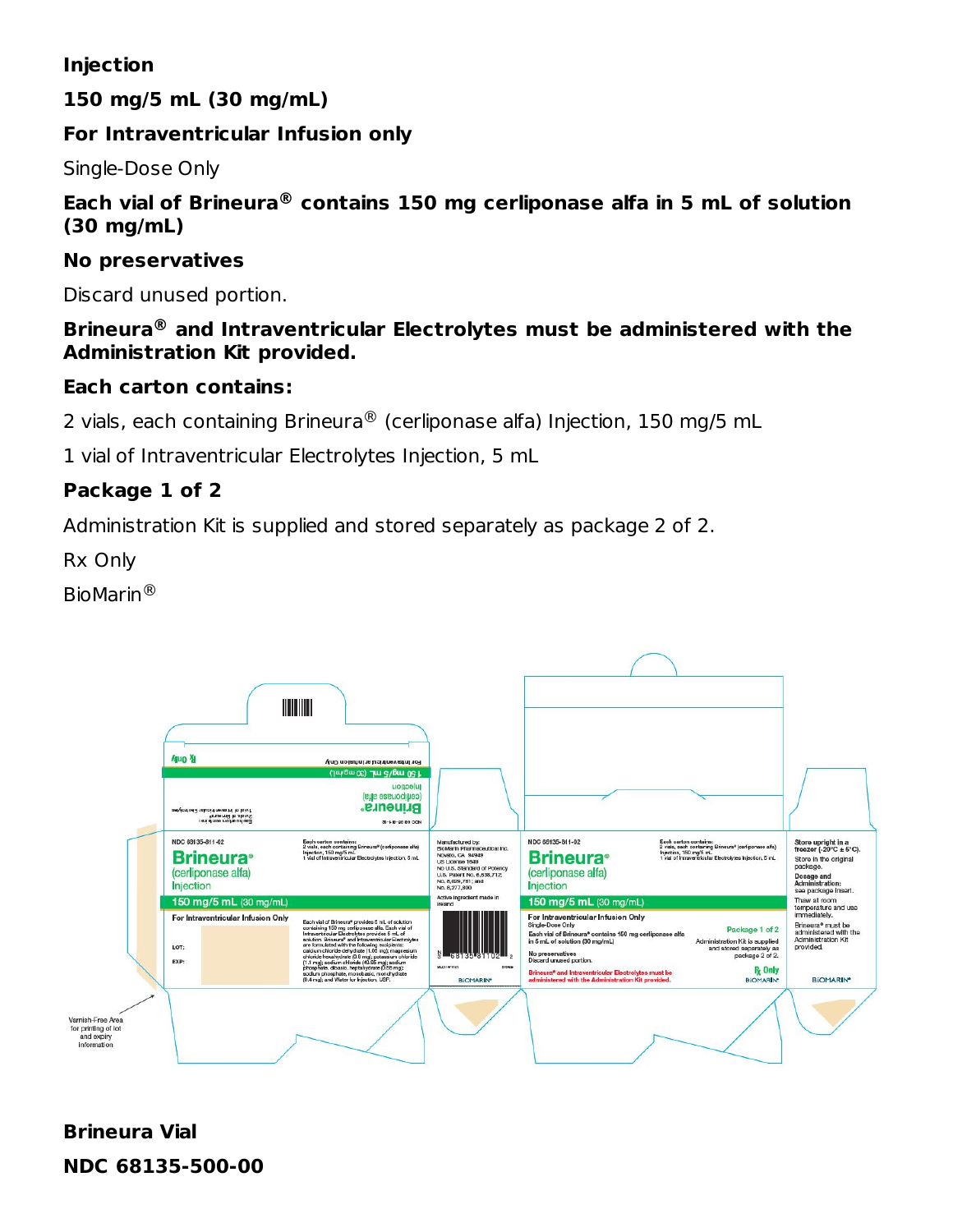**Injection**

**150 mg/5 mL (30 mg/mL)**

**For Intraventricular Infusion only**

Single-Dose Only

**Each vial of Brineura® contains 150 mg cerliponase alfa in 5 mL of solution (30 mg/mL)**

**No preservatives**

Discard unused portion.

**Brineura® and Intraventricular Electrolytes must be administered with the Administration Kit provided.**

**Each carton contains:**

2 vials, each containing Brineura® (cerliponase alfa) Injection, 150 mg/5 mL

1 vial of Intraventricular Electrolytes Injection, 5 mL

**Package 1 of 2**

Administration Kit is supplied and stored separately as package 2 of 2.

Rx Only

BioMarin®

**Brineura Vial**

**NDC 68135-500-00**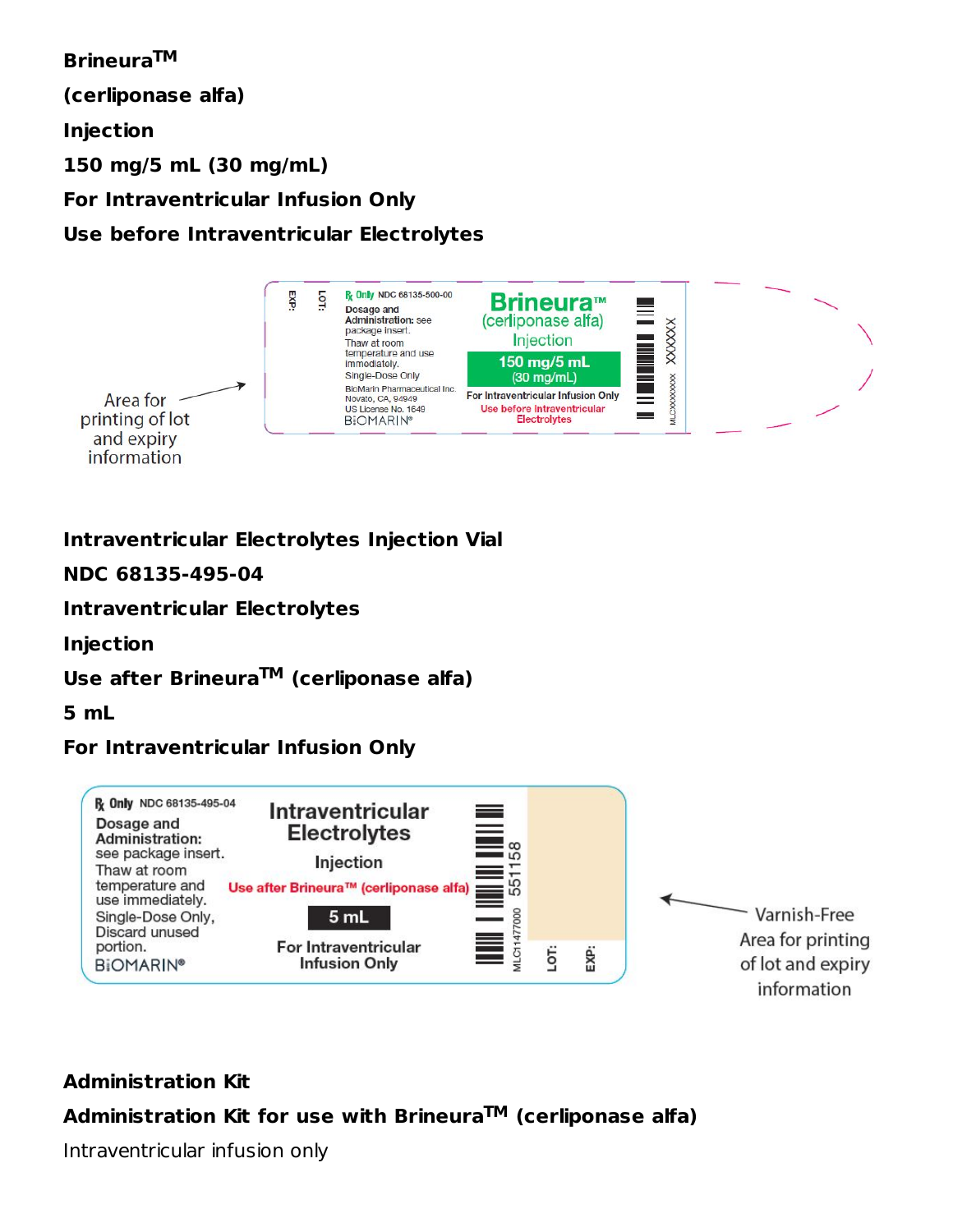**Brineura™**

**(cerliponase alfa)**

**Injection**

**150 mg/5 mL (30 mg/mL)**

**For Intraventricular Infusion Only**

**Use before Intraventricular Electrolytes**

EXP:

LOT:

Rx Only NDC 68135-500-00

Dosage and Administration: see package insert.

Thaw at room temperature and use immediately.

Single-Dose Only

BioMarin Pharmaceutical Inc.
Novato, CA, 94949
US License No. 1649

BIOMARIN®

Brineura™
(cerliponase alfa)
Injection

150 mg/5 mL
(30 mg/mL)

For Intraventricular Infusion Only

Use before Intraventricular Electrolytes

XXXXXX

MLCXXXXXXX

Area for printing of lot and expiry information

**Intraventricular Electrolytes Injection Vial**

**NDC 68135-495-04**

**Intraventricular Electrolytes**

**Injection**

**Use after Brineura™ (cerliponase alfa)**

**5 mL**

**For Intraventricular Infusion Only**

Rx Only NDC 68135-495-04

Dosage and Administration: see package insert.

Thaw at room temperature and use immediately.

Single-Dose Only, Discard unused portion.

BIOMARIN®

Intraventricular Electrolytes

Injection

Use after Brineura™ (cerliponase alfa)

5 mL

For Intraventricular Infusion Only

551158

MLC1477000

LOT:

EXP:

Varnish-Free Area for printing of lot and expiry information

**Administration Kit**

**Administration Kit for use with Brineura™ (cerliponase alfa)**

Intraventricular infusion only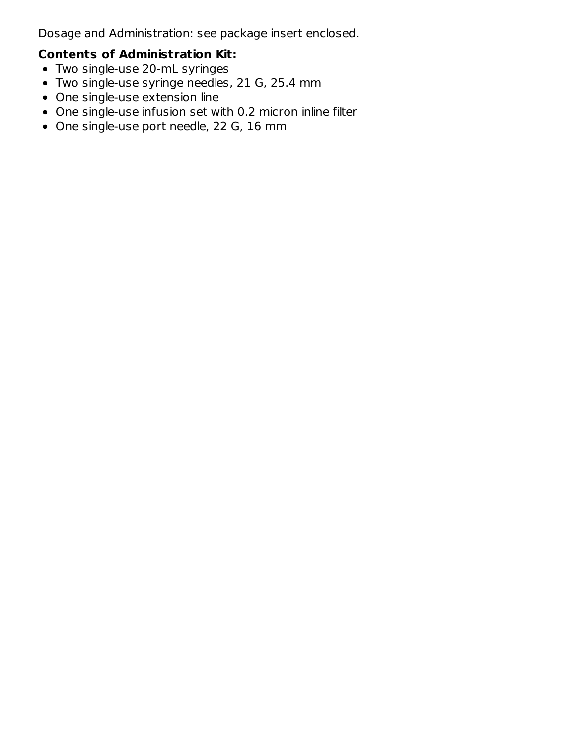Dosage and Administration: see package insert enclosed.

**Contents of Administration Kit:**

- Two single-use 20-mL syringes
- Two single-use syringe needles, 21 G, 25.4 mm
- One single-use extension line
- One single-use infusion set with 0.2 micron inline filter
- One single-use port needle, 22 G, 16 mm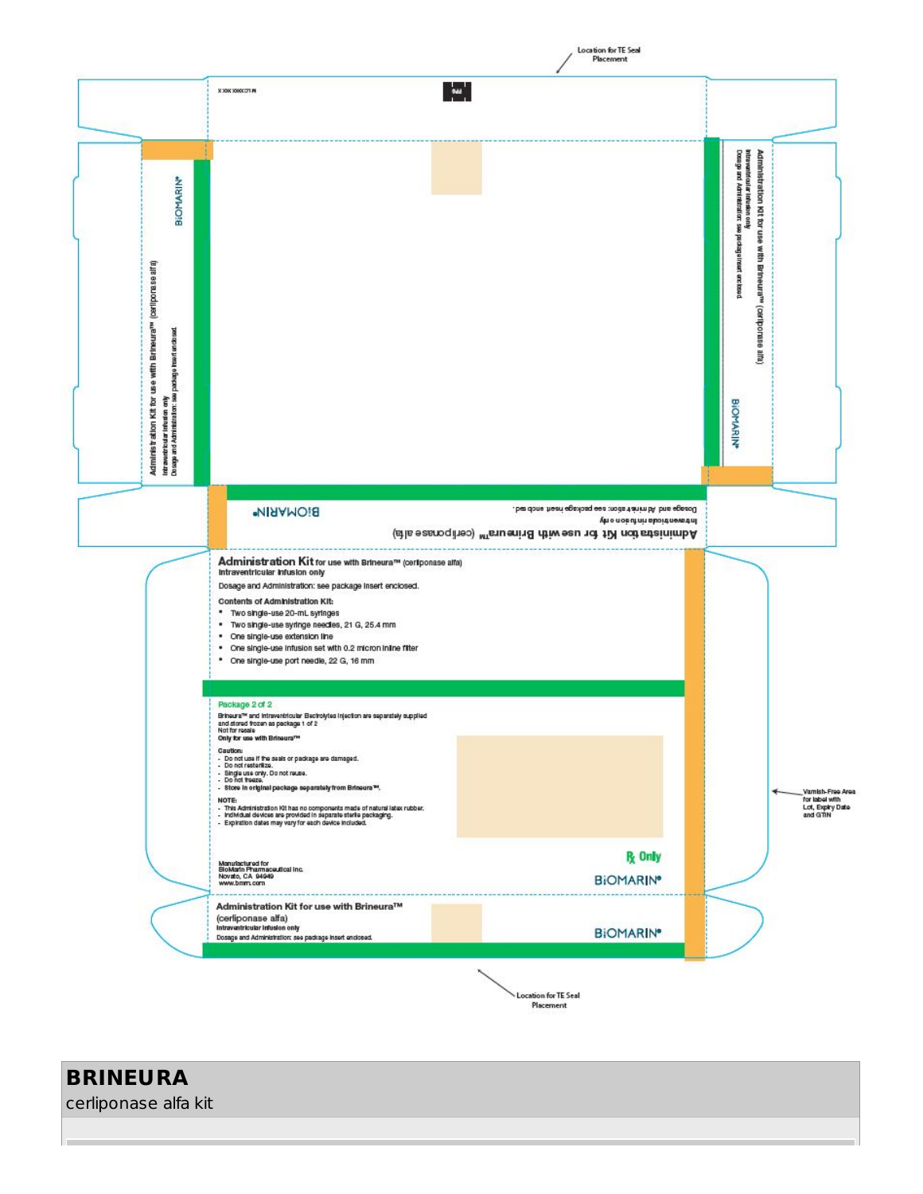Location for TE Seal Placement

X XXX XXXX ID N

Administration Kit for use with Brineura™ (cerliponase alfa)
Intraventricular infusion only
Dosage and Administration: see package insert enclosed.

BIOMARIN®

Administration Kit for use with Brineura™ (cerliponase alfa)
Intraventricular infusion only
Dosage and Administration: see package insert enclosed.

BIOMARIN®

Administration Kit for use with Brineura™ (cerliponase alfa)
Intraventricular infusion only
Dosage and Administration: see package insert enclosed.

BIOMARIN®

**Administration Kit** for use with Brineura™ (cerliponase alfa)
**Intraventricular infusion only**

Dosage and Administration: see package insert enclosed.

**Contents of Administration Kit:**

- Two single-use 20-mL syringes
- Two single-use syringe needles, 21 G, 25.4 mm
- One single-use extension line
- One single-use infusion set with 0.2 micron inline filter
- One single-use port needle, 22 G, 16 mm

**Package 2 of 2**

Brineura™ and Intraventricular Electrolytes Injection are separately supplied and stored frozen as package 1 of 2
Not for resale
**Only for use with Brineura™**

**Caution:**
- Do not use if the seals or package are damaged.
- Do not resterilize.
- Single use only. Do not reuse.
- Do not freeze.
- **Store in original package separately from Brineura™.**

**NOTE:**
- This Administration Kit has no components made of natural latex rubber.
- Individual devices are provided in separate sterile packaging.
- Expiration dates may vary for each device included.

Varnish-Free Area for label with Lot, Expiry Date and GTIN

Manufactured for
BioMarin Pharmaceutical Inc.
Novato, CA 94949
www.bmrn.com

℞ Only

BIOMARIN®

Administration Kit for use with Brineura™
(cerliponase alfa)
Intraventricular infusion only
Dosage and Administration: see package insert enclosed.

BIOMARIN®

Location for TE Seal Placement

## BRINEURA

cerliponase alfa kit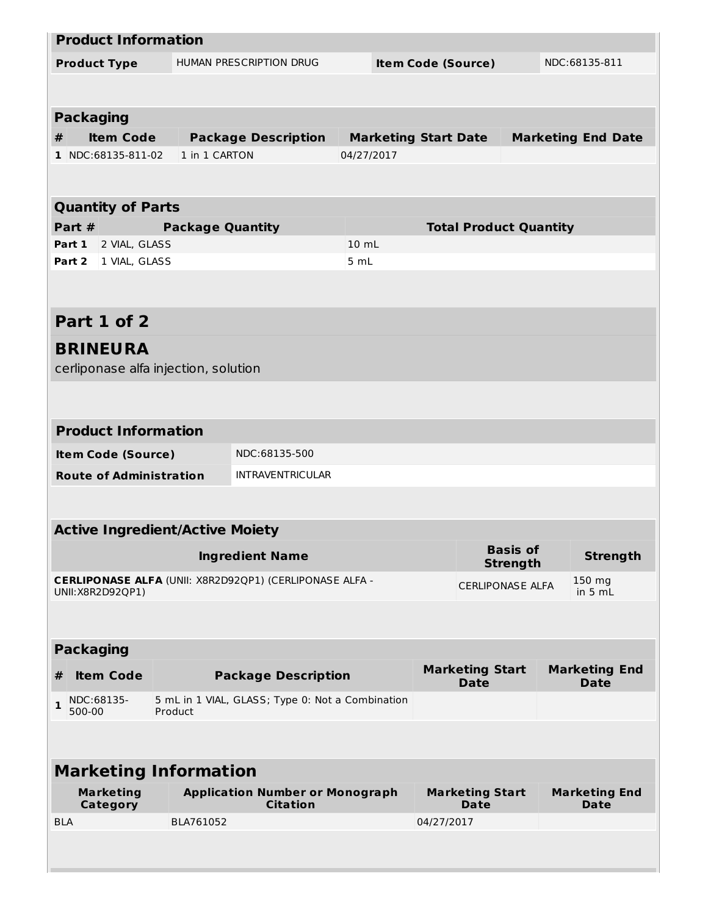### Product Information

| Product Type | HUMAN PRESCRIPTION DRUG | Item Code (Source) | NDC:68135-811 |
|---|---|---|---|

### Packaging

| # | Item Code | Package Description | Marketing Start Date | Marketing End Date |
|---|---|---|---|---|
| 1 | NDC:68135-811-02 | 1 in 1 CARTON | 04/27/2017 | |

### Quantity of Parts

| Part # | Package Quantity | Total Product Quantity |
|---|---|---|
| Part 1 | 2 VIAL, GLASS | 10 mL |
| Part 2 | 1 VIAL, GLASS | 5 mL |

## Part 1 of 2

## BRINEURA

cerliponase alfa injection, solution

### Product Information

| Item Code (Source) | NDC:68135-500 |
|---|---|
| Route of Administration | INTRAVENTRICULAR |

### Active Ingredient/Active Moiety

| Ingredient Name | Basis of Strength | Strength |
|---|---|---|
| **CERLIPONASE ALFA** (UNII: X8R2D92QP1) (CERLIPONASE ALFA - UNII:X8R2D92QP1) | CERLIPONASE ALFA | 150 mg in 5 mL |

### Packaging

| # | Item Code | Package Description | Marketing Start Date | Marketing End Date |
|---|---|---|---|---|
| 1 | NDC:68135-500-00 | 5 mL in 1 VIAL, GLASS; Type 0: Not a Combination Product | | |

### Marketing Information

| Marketing Category | Application Number or Monograph Citation | Marketing Start Date | Marketing End Date |
|---|---|---|---|
| BLA | BLA761052 | 04/27/2017 | |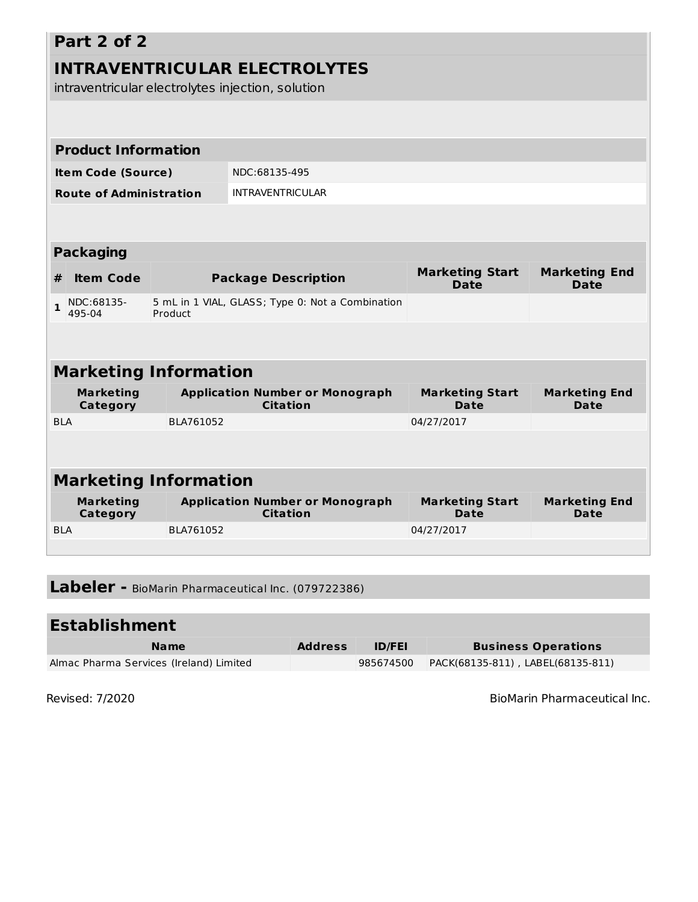## Part 2 of 2

## INTRAVENTRICULAR ELECTROLYTES

intraventricular electrolytes injection, solution

| Product Information | |
|---|---|
| **Item Code (Source)** | NDC:68135-495 |
| **Route of Administration** | INTRAVENTRICULAR |

**Packaging**

| # | Item Code | Package Description | Marketing Start Date | Marketing End Date |
|---|---|---|---|---|
| 1 | NDC:68135-495-04 | 5 mL in 1 VIAL, GLASS; Type 0: Not a Combination Product | | |

**Marketing Information**

| Marketing Category | Application Number or Monograph Citation | Marketing Start Date | Marketing End Date |
|---|---|---|---|
| BLA | BLA761052 | 04/27/2017 | |

**Marketing Information**

| Marketing Category | Application Number or Monograph Citation | Marketing Start Date | Marketing End Date |
|---|---|---|---|
| BLA | BLA761052 | 04/27/2017 | |

**Labeler -** BioMarin Pharmaceutical Inc. (079722386)

**Establishment**

| Name | Address | ID/FEI | Business Operations |
|---|---|---|---|
| Almac Pharma Services (Ireland) Limited | | 985674500 | PACK(68135-811) , LABEL(68135-811) |

Revised: 7/2020

BioMarin Pharmaceutical Inc.